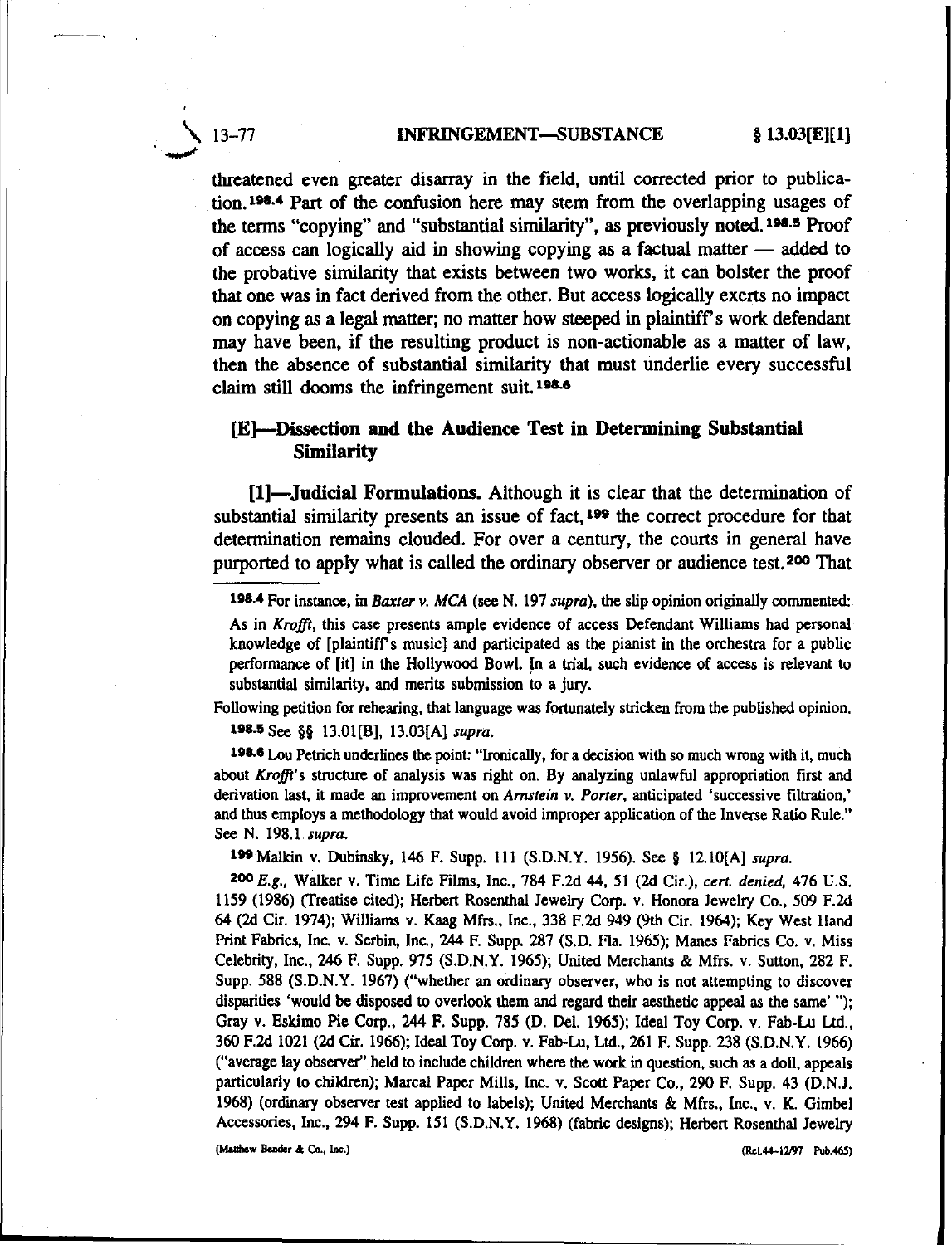threatened even greater disarray in the field, until corrected prior to publication.[198.4] Part of the confusion here may stem from the overlapping usages of the terms "copying" and "substantial similarity", as previously noted.[198.5] Proof of access can logically aid in showing copying as a factual matter — added to the probative similarity that exists between two works, it can bolster the proof that one was in fact derived from the other. But access logically exerts no impact on copying as a legal matter; no matter how steeped in plaintiff's work defendant may have been, if the resulting product is non-actionable as a matter of law, then the absence of substantial similarity that must underlie every successful claim still dooms the infringement suit.[198.6]

## [E]—Dissection and the Audience Test in Determining Substantial Similarity

**[1]—Judicial Formulations.** Although it is clear that the determination of substantial similarity presents an issue of fact,[199] the correct procedure for that determination remains clouded. For over a century, the courts in general have purported to apply what is called the ordinary observer or audience test.[200] That

---

[198.4] For instance, in *Baxter v. MCA* (see N. 197 *supra*), the slip opinion originally commented:

> As in *Krofft*, this case presents ample evidence of access Defendant Williams had personal knowledge of [plaintiff's music] and participated as the pianist in the orchestra for a public performance of [it] in the Hollywood Bowl. In a trial, such evidence of access is relevant to substantial similarity, and merits submission to a jury.

Following petition for rehearing, that language was fortunately stricken from the published opinion.

[198.5] See §§ 13.01[B], 13.03[A] *supra*.

[198.6] Lou Petrich underlines the point: "Ironically, for a decision with so much wrong with it, much about *Krofft*'s structure of analysis was right on. By analyzing unlawful appropriation first and derivation last, it made an improvement on *Arnstein v. Porter*, anticipated 'successive filtration,' and thus employs a methodology that would avoid improper application of the Inverse Ratio Rule." See N. 198.1 *supra*.

[199] Malkin v. Dubinsky, 146 F. Supp. 111 (S.D.N.Y. 1956). See § 12.10[A] *supra*.

[200] *E.g.*, Walker v. Time Life Films, Inc., 784 F.2d 44, 51 (2d Cir.), *cert. denied*, 476 U.S. 1159 (1986) (Treatise cited); Herbert Rosenthal Jewelry Corp. v. Honora Jewelry Co., 509 F.2d 64 (2d Cir. 1974); Williams v. Kaag Mfrs., Inc., 338 F.2d 949 (9th Cir. 1964); Key West Hand Print Fabrics, Inc. v. Serbin, Inc., 244 F. Supp. 287 (S.D. Fla. 1965); Manes Fabrics Co. v. Miss Celebrity, Inc., 246 F. Supp. 975 (S.D.N.Y. 1965); United Merchants & Mfrs. v. Sutton, 282 F. Supp. 588 (S.D.N.Y. 1967) ("whether an ordinary observer, who is not attempting to discover disparities 'would be disposed to overlook them and regard their aesthetic appeal as the same' "); Gray v. Eskimo Pie Corp., 244 F. Supp. 785 (D. Del. 1965); Ideal Toy Corp. v. Fab-Lu Ltd., 360 F.2d 1021 (2d Cir. 1966); Ideal Toy Corp. v. Fab-Lu, Ltd., 261 F. Supp. 238 (S.D.N.Y. 1966) ("average lay observer" held to include children where the work in question, such as a doll, appeals particularly to children); Marcal Paper Mills, Inc. v. Scott Paper Co., 290 F. Supp. 43 (D.N.J. 1968) (ordinary observer test applied to labels); United Merchants & Mfrs., Inc., v. K. Gimbel Accessories, Inc., 294 F. Supp. 151 (S.D.N.Y. 1968) (fabric designs); Herbert Rosenthal Jewelry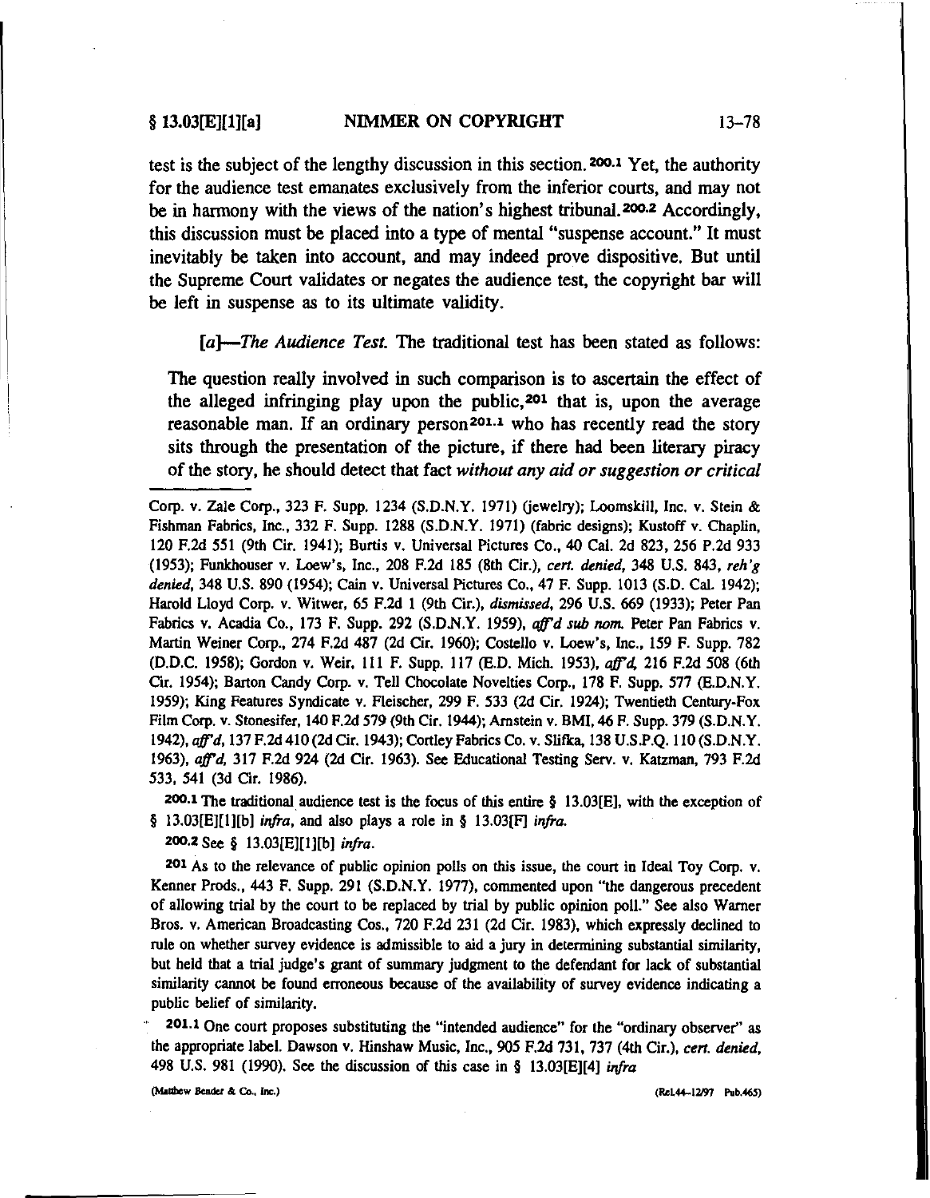test is the subject of the lengthy discussion in this section.[200.1] Yet, the authority for the audience test emanates exclusively from the inferior courts, and may not be in harmony with the views of the nation's highest tribunal.[200.2] Accordingly, this discussion must be placed into a type of mental "suspense account." It must inevitably be taken into account, and may indeed prove dispositive. But until the Supreme Court validates or negates the audience test, the copyright bar will be left in suspense as to its ultimate validity.

*[a]—The Audience Test.* The traditional test has been stated as follows:

> The question really involved in such comparison is to ascertain the effect of the alleged infringing play upon the public,[201] that is, upon the average reasonable man. If an ordinary person[201.1] who has recently read the story sits through the presentation of the picture, if there had been literary piracy of the story, he should detect that fact *without any aid or suggestion or critical*

---

Corp. v. Zale Corp., 323 F. Supp. 1234 (S.D.N.Y. 1971) (jewelry); Loomskill, Inc. v. Stein & Fishman Fabrics, Inc., 332 F. Supp. 1288 (S.D.N.Y. 1971) (fabric designs); Kustoff v. Chaplin, 120 F.2d 551 (9th Cir. 1941); Burtis v. Universal Pictures Co., 40 Cal. 2d 823, 256 P.2d 933 (1953); Funkhouser v. Loew's, Inc., 208 F.2d 185 (8th Cir.), *cert. denied*, 348 U.S. 843, *reh'g denied*, 348 U.S. 890 (1954); Cain v. Universal Pictures Co., 47 F. Supp. 1013 (S.D. Cal. 1942); Harold Lloyd Corp. v. Witwer, 65 F.2d 1 (9th Cir.), *dismissed*, 296 U.S. 669 (1933); Peter Pan Fabrics v. Acadia Co., 173 F. Supp. 292 (S.D.N.Y. 1959), *aff'd sub nom.* Peter Pan Fabrics v. Martin Weiner Corp., 274 F.2d 487 (2d Cir. 1960); Costello v. Loew's, Inc., 159 F. Supp. 782 (D.D.C. 1958); Gordon v. Weir, 111 F. Supp. 117 (E.D. Mich. 1953), *aff'd*, 216 F.2d 508 (6th Cir. 1954); Barton Candy Corp. v. Tell Chocolate Novelties Corp., 178 F. Supp. 577 (E.D.N.Y. 1959); King Features Syndicate v. Fleischer, 299 F. 533 (2d Cir. 1924); Twentieth Century-Fox Film Corp. v. Stonesifer, 140 F.2d 579 (9th Cir. 1944); Arnstein v. BMI, 46 F. Supp. 379 (S.D.N.Y. 1942), *aff'd*, 137 F.2d 410 (2d Cir. 1943); Cortley Fabrics Co. v. Slifka, 138 U.S.P.Q. 110 (S.D.N.Y. 1963), *aff'd*, 317 F.2d 924 (2d Cir. 1963). See Educational Testing Serv. v. Katzman, 793 F.2d 533, 541 (3d Cir. 1986).

[200.1] The traditional audience test is the focus of this entire § 13.03[E], with the exception of § 13.03[E][1][b] *infra*, and also plays a role in § 13.03[F] *infra*.

[200.2] See § 13.03[E][1][b] *infra*.

[201] As to the relevance of public opinion polls on this issue, the court in Ideal Toy Corp. v. Kenner Prods., 443 F. Supp. 291 (S.D.N.Y. 1977), commented upon "the dangerous precedent of allowing trial by the court to be replaced by trial by public opinion poll." See also Warner Bros. v. American Broadcasting Cos., 720 F.2d 231 (2d Cir. 1983), which expressly declined to rule on whether survey evidence is admissible to aid a jury in determining substantial similarity, but held that a trial judge's grant of summary judgment to the defendant for lack of substantial similarity cannot be found erroneous because of the availability of survey evidence indicating a public belief of similarity.

[201.1] One court proposes substituting the "intended audience" for the "ordinary observer" as the appropriate label. Dawson v. Hinshaw Music, Inc., 905 F.2d 731, 737 (4th Cir.), *cert. denied*, 498 U.S. 981 (1990). See the discussion of this case in § 13.03[E][4] *infra*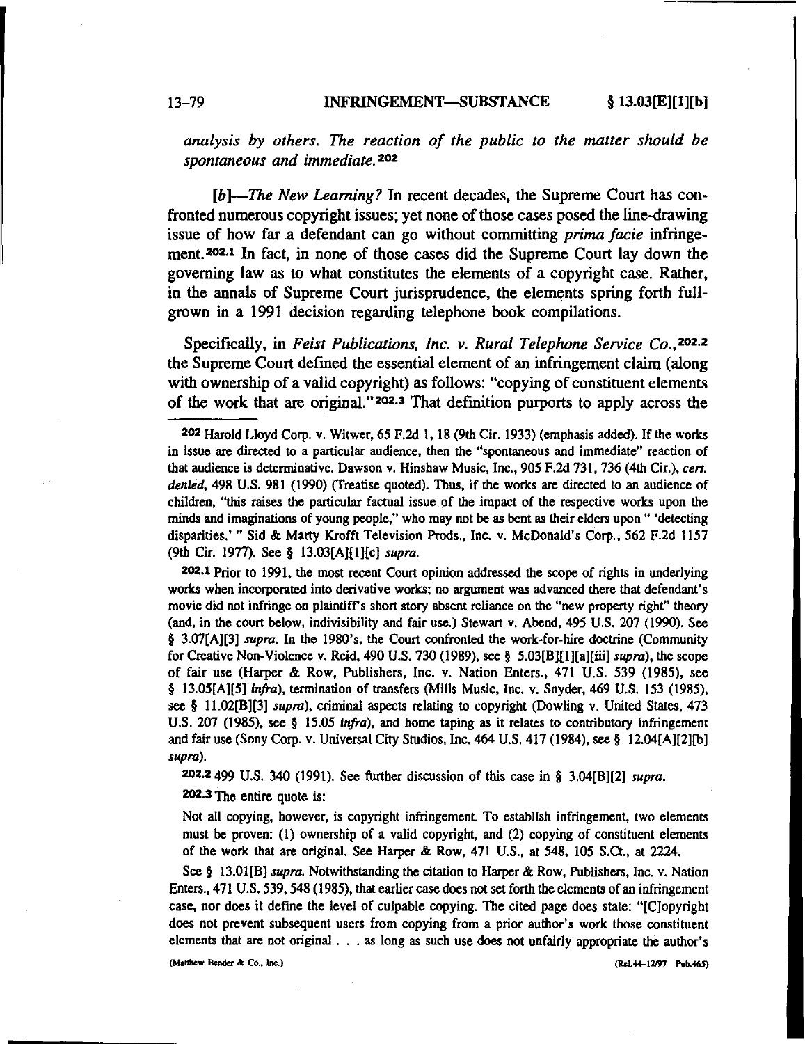*analysis by others. The reaction of the public to the matter should be spontaneous and immediate.*[202]

*[b]—The New Learning?* In recent decades, the Supreme Court has confronted numerous copyright issues; yet none of those cases posed the line-drawing issue of how far a defendant can go without committing *prima facie* infringement.[202.1] In fact, in none of those cases did the Supreme Court lay down the governing law as to what constitutes the elements of a copyright case. Rather, in the annals of Supreme Court jurisprudence, the elements spring forth full-grown in a 1991 decision regarding telephone book compilations.

Specifically, in *Feist Publications, Inc. v. Rural Telephone Service Co.*,[202.2] the Supreme Court defined the essential element of an infringement claim (along with ownership of a valid copyright) as follows: "copying of constituent elements of the work that are original."[202.3] That definition purports to apply across the

---

[202] Harold Lloyd Corp. v. Witwer, 65 F.2d 1, 18 (9th Cir. 1933) (emphasis added). If the works in issue are directed to a particular audience, then the "spontaneous and immediate" reaction of that audience is determinative. Dawson v. Hinshaw Music, Inc., 905 F.2d 731, 736 (4th Cir.), *cert. denied*, 498 U.S. 981 (1990) (Treatise quoted). Thus, if the works are directed to an audience of children, "this raises the particular factual issue of the impact of the respective works upon the minds and imaginations of young people," who may not be as bent as their elders upon " 'detecting disparities.' " Sid & Marty Krofft Television Prods., Inc. v. McDonald's Corp., 562 F.2d 1157 (9th Cir. 1977). See § 13.03[A][1][c] *supra*.

[202.1] Prior to 1991, the most recent Court opinion addressed the scope of rights in underlying works when incorporated into derivative works; no argument was advanced there that defendant's movie did not infringe on plaintiff's short story absent reliance on the "new property right" theory (and, in the court below, indivisibility and fair use.) Stewart v. Abend, 495 U.S. 207 (1990). See § 3.07[A][3] *supra*. In the 1980's, the Court confronted the work-for-hire doctrine (Community for Creative Non-Violence v. Reid, 490 U.S. 730 (1989), see § 5.03[B][1][a][iii] *supra*), the scope of fair use (Harper & Row, Publishers, Inc. v. Nation Enters., 471 U.S. 539 (1985), see § 13.05[A][5] *infra*), termination of transfers (Mills Music, Inc. v. Snyder, 469 U.S. 153 (1985), see § 11.02[B][3] *supra*), criminal aspects relating to copyright (Dowling v. United States, 473 U.S. 207 (1985), see § 15.05 *infra*), and home taping as it relates to contributory infringement and fair use (Sony Corp. v. Universal City Studios, Inc. 464 U.S. 417 (1984), see § 12.04[A][2][b] *supra*).

[202.2] 499 U.S. 340 (1991). See further discussion of this case in § 3.04[B][2] *supra*.

[202.3] The entire quote is:

Not all copying, however, is copyright infringement. To establish infringement, two elements must be proven: (1) ownership of a valid copyright, and (2) copying of constituent elements of the work that are original. See Harper & Row, 471 U.S., at 548, 105 S.Ct., at 2224.

See § 13.01[B] *supra*. Notwithstanding the citation to Harper & Row, Publishers, Inc. v. Nation Enters., 471 U.S. 539, 548 (1985), that earlier case does not set forth the elements of an infringement case, nor does it define the level of culpable copying. The cited page does state: "[C]opyright does not prevent subsequent users from copying from a prior author's work those constituent elements that are not original . . . as long as such use does not unfairly appropriate the author's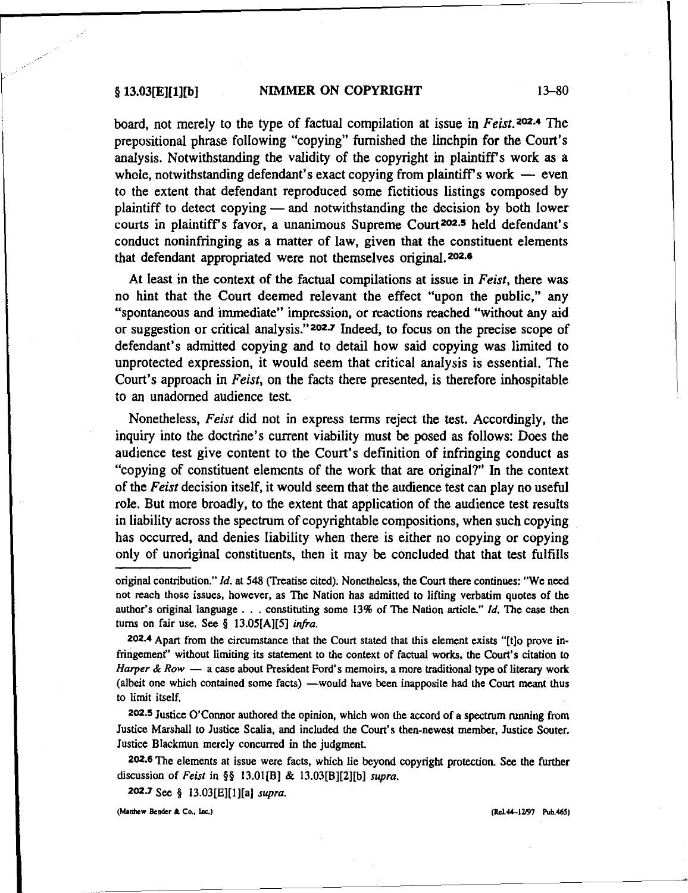board, not merely to the type of factual compilation at issue in *Feist*.[202.4] The prepositional phrase following "copying" furnished the linchpin for the Court's analysis. Notwithstanding the validity of the copyright in plaintiff's work as a whole, notwithstanding defendant's exact copying from plaintiff's work — even to the extent that defendant reproduced some fictitious listings composed by plaintiff to detect copying — and notwithstanding the decision by both lower courts in plaintiff's favor, a unanimous Supreme Court[202.5] held defendant's conduct noninfringing as a matter of law, given that the constituent elements that defendant appropriated were not themselves original.[202.6]

At least in the context of the factual compilations at issue in *Feist*, there was no hint that the Court deemed relevant the effect "upon the public," any "spontaneous and immediate" impression, or reactions reached "without any aid or suggestion or critical analysis."[202.7] Indeed, to focus on the precise scope of defendant's admitted copying and to detail how said copying was limited to unprotected expression, it would seem that critical analysis is essential. The Court's approach in *Feist*, on the facts there presented, is therefore inhospitable to an unadorned audience test.

Nonetheless, *Feist* did not in express terms reject the test. Accordingly, the inquiry into the doctrine's current viability must be posed as follows: Does the audience test give content to the Court's definition of infringing conduct as "copying of constituent elements of the work that are original?" In the context of the *Feist* decision itself, it would seem that the audience test can play no useful role. But more broadly, to the extent that application of the audience test results in liability across the spectrum of copyrightable compositions, when such copying has occurred, and denies liability when there is either no copying or copying only of unoriginal constituents, then it may be concluded that that test fulfills

---

original contribution." *Id.* at 548 (Treatise cited). Nonetheless, the Court there continues: "We need not reach those issues, however, as The Nation has admitted to lifting verbatim quotes of the author's original language . . . constituting some 13% of The Nation article." *Id.* The case then turns on fair use. See § 13.05[A][5] *infra*.

[202.4] Apart from the circumstance that the Court stated that this element exists "[t]o prove infringement" without limiting its statement to the context of factual works, the Court's citation to *Harper & Row* — a case about President Ford's memoirs, a more traditional type of literary work (albeit one which contained some facts) —would have been inapposite had the Court meant thus to limit itself.

[202.5] Justice O'Connor authored the opinion, which won the accord of a spectrum running from Justice Marshall to Justice Scalia, and included the Court's then-newest member, Justice Souter. Justice Blackmun merely concurred in the judgment.

[202.6] The elements at issue were facts, which lie beyond copyright protection. See the further discussion of *Feist* in §§ 13.01[B] & 13.03[B][2][b] *supra*.

[202.7] See § 13.03[E][1][a] *supra*.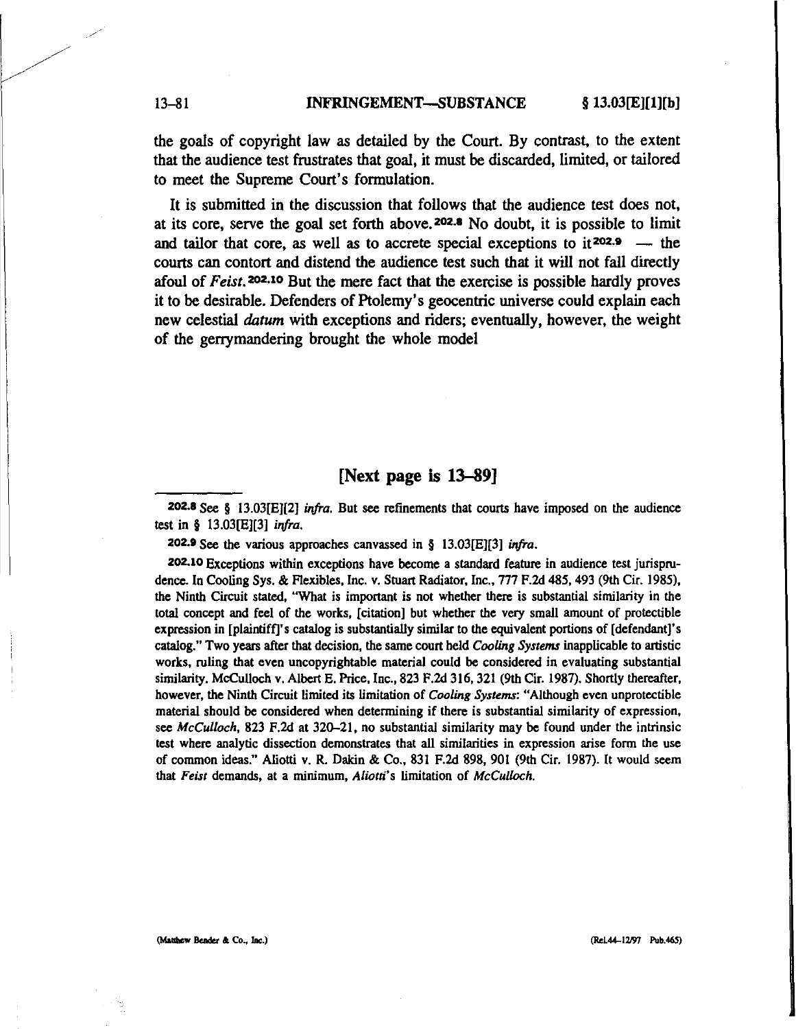the goals of copyright law as detailed by the Court. By contrast, to the extent that the audience test frustrates that goal, it must be discarded, limited, or tailored to meet the Supreme Court's formulation.

It is submitted in the discussion that follows that the audience test does not, at its core, serve the goal set forth above.[202.8] No doubt, it is possible to limit and tailor that core, as well as to accrete special exceptions to it[202.9] — the courts can contort and distend the audience test such that it will not fall directly afoul of *Feist*.[202.10] But the mere fact that the exercise is possible hardly proves it to be desirable. Defenders of Ptolemy's geocentric universe could explain each new celestial *datum* with exceptions and riders; eventually, however, the weight of the gerrymandering brought the whole model

**[Next page is 13–89]**

---

[202.8] See § 13.03[E][2] *infra*. But see refinements that courts have imposed on the audience test in § 13.03[E][3] *infra*.

[202.9] See the various approaches canvassed in § 13.03[E][3] *infra*.

[202.10] Exceptions within exceptions have become a standard feature in audience test jurisprudence. In Cooling Sys. & Flexibles, Inc. v. Stuart Radiator, Inc., 777 F.2d 485, 493 (9th Cir. 1985), the Ninth Circuit stated, "What is important is not whether there is substantial similarity in the total concept and feel of the works, [citation] but whether the very small amount of protectible expression in [plaintiff]'s catalog is substantially similar to the equivalent portions of [defendant]'s catalog." Two years after that decision, the same court held *Cooling Systems* inapplicable to artistic works, ruling that even uncopyrightable material could be considered in evaluating substantial similarity. McCulloch v. Albert E. Price, Inc., 823 F.2d 316, 321 (9th Cir. 1987). Shortly thereafter, however, the Ninth Circuit limited its limitation of *Cooling Systems*: "Although even unprotectible material should be considered when determining if there is substantial similarity of expression, see *McCulloch*, 823 F.2d at 320–21, no substantial similarity may be found under the intrinsic test where analytic dissection demonstrates that all similarities in expression arise form the use of common ideas." Aliotti v. R. Dakin & Co., 831 F.2d 898, 901 (9th Cir. 1987). It would seem that *Feist* demands, at a minimum, *Aliotti*'s limitation of *McCulloch*.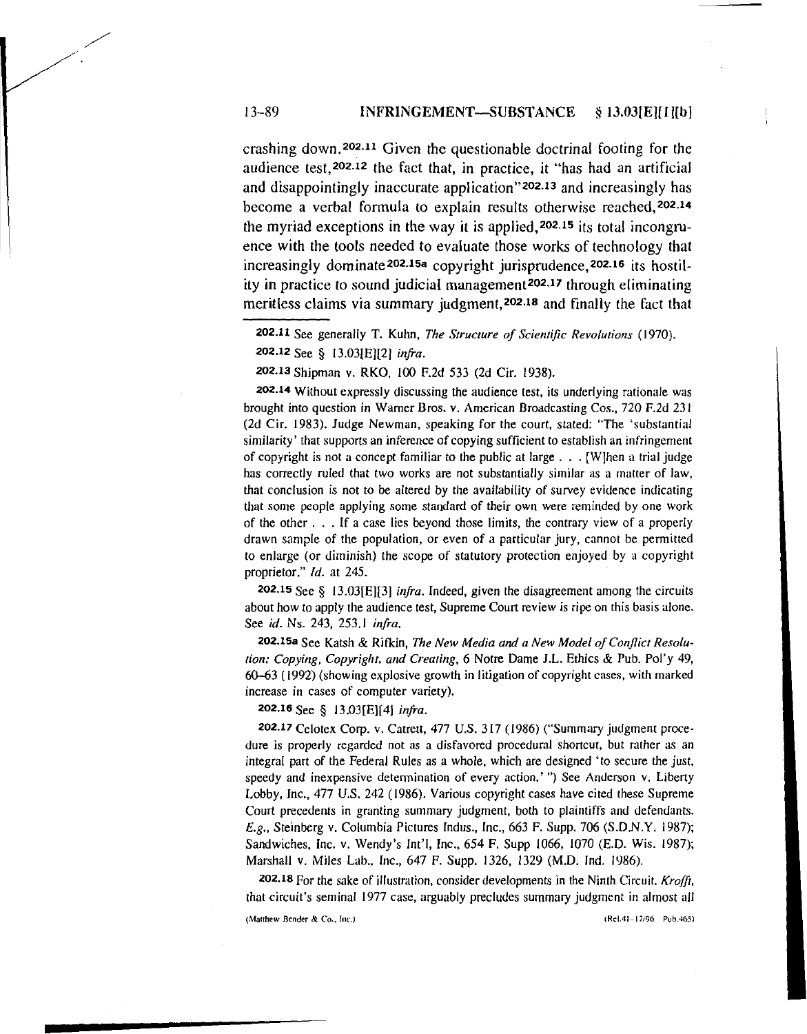crashing down.[202.11] Given the questionable doctrinal footing for the audience test,[202.12] the fact that, in practice, it "has had an artificial and disappointingly inaccurate application"[202.13] and increasingly has become a verbal formula to explain results otherwise reached,[202.14] the myriad exceptions in the way it is applied,[202.15] its total incongruence with the tools needed to evaluate those works of technology that increasingly dominate[202.15a] copyright jurisprudence,[202.16] its hostility in practice to sound judicial management[202.17] through eliminating meritless claims via summary judgment,[202.18] and finally the fact that

---

[202.11] See generally T. Kuhn, *The Structure of Scientific Revolutions* (1970).

[202.12] See § 13.03[E][2] *infra*.

[202.13] Shipman v. RKO, 100 F.2d 533 (2d Cir. 1938).

[202.14] Without expressly discussing the audience test, its underlying rationale was brought into question in Warner Bros. v. American Broadcasting Cos., 720 F.2d 231 (2d Cir. 1983). Judge Newman, speaking for the court, stated: "The 'substantial similarity' that supports an inference of copying sufficient to establish an infringement of copyright is not a concept familiar to the public at large . . . [W]hen a trial judge has correctly ruled that two works are not substantially similar as a matter of law, that conclusion is not to be altered by the availability of survey evidence indicating that some people applying some standard of their own were reminded by one work of the other . . . If a case lies beyond those limits, the contrary view of a properly drawn sample of the population, or even of a particular jury, cannot be permitted to enlarge (or diminish) the scope of statutory protection enjoyed by a copyright proprietor." *Id.* at 245.

[202.15] See § 13.03[E][3] *infra*. Indeed, given the disagreement among the circuits about how to apply the audience test, Supreme Court review is ripe on this basis alone. See *id*. Ns. 243, 253.1 *infra*.

[202.15a] See Katsh & Rifkin, *The New Media and a New Model of Conflict Resolution: Copying, Copyright, and Creating*, 6 Notre Dame J.L. Ethics & Pub. Pol'y 49, 60–63 (1992) (showing explosive growth in litigation of copyright cases, with marked increase in cases of computer variety).

[202.16] See § 13.03[E][4] *infra*.

[202.17] Celotex Corp. v. Catrett, 477 U.S. 317 (1986) ("Summary judgment procedure is properly regarded not as a disfavored procedural shortcut, but rather as an integral part of the Federal Rules as a whole, which are designed 'to secure the just, speedy and inexpensive determination of every action.' ") See Anderson v. Liberty Lobby, Inc., 477 U.S. 242 (1986). Various copyright cases have cited these Supreme Court precedents in granting summary judgment, both to plaintiffs and defendants. *E.g.*, Steinberg v. Columbia Pictures Indus., Inc., 663 F. Supp. 706 (S.D.N.Y. 1987); Sandwiches, Inc. v. Wendy's Int'l, Inc., 654 F. Supp 1066, 1070 (E.D. Wis. 1987); Marshall v. Miles Lab., Inc., 647 F. Supp. 1326, 1329 (M.D. Ind. 1986).

[202.18] For the sake of illustration, consider developments in the Ninth Circuit. *Krofft*, that circuit's seminal 1977 case, arguably precludes summary judgment in almost all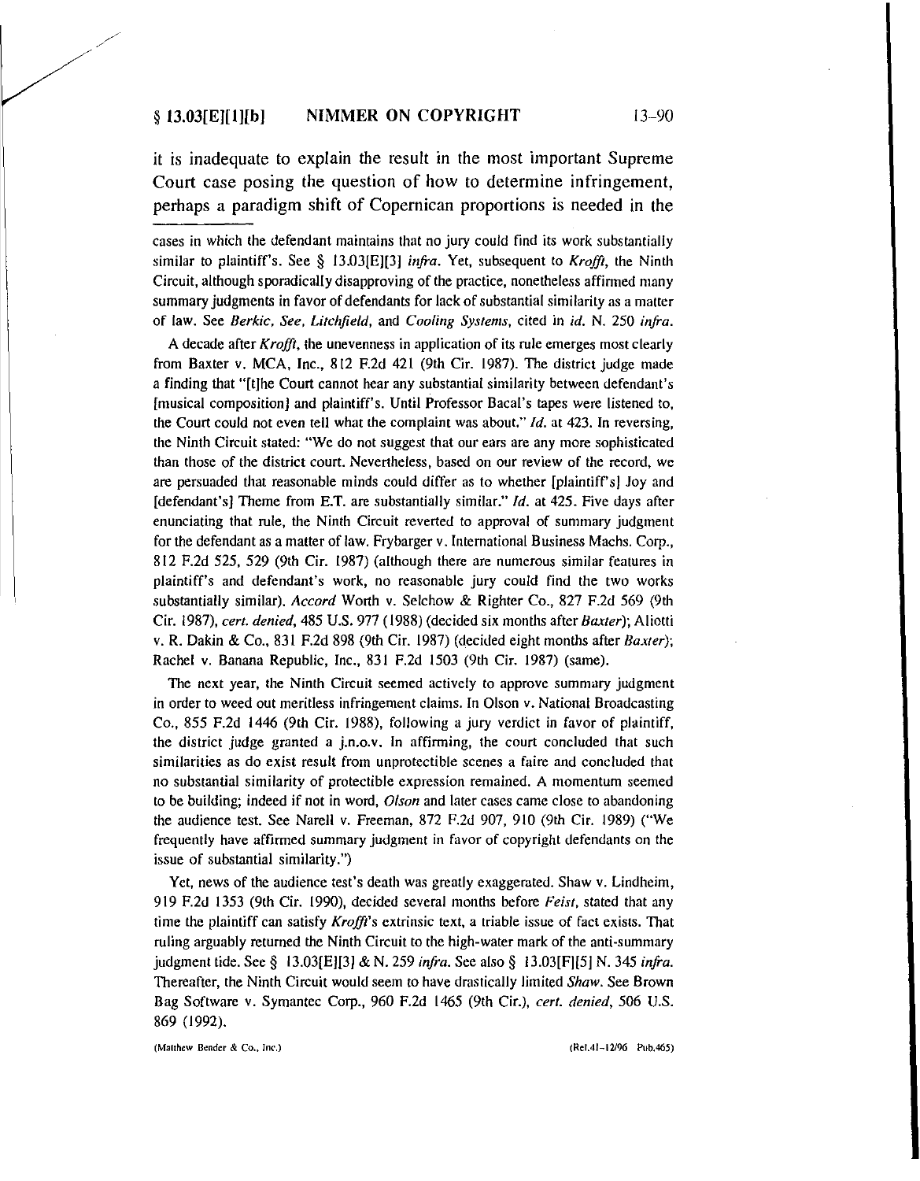it is inadequate to explain the result in the most important Supreme Court case posing the question of how to determine infringement, perhaps a paradigm shift of Copernican proportions is needed in the

---

cases in which the defendant maintains that no jury could find its work substantially similar to plaintiff's. See § 13.03[E][3] *infra*. Yet, subsequent to *Krofft*, the Ninth Circuit, although sporadically disapproving of the practice, nonetheless affirmed many summary judgments in favor of defendants for lack of substantial similarity as a matter of law. See *Berkic*, *See*, *Litchfield*, and *Cooling Systems*, cited in *id*. N. 250 *infra*.

A decade after *Krofft*, the unevenness in application of its rule emerges most clearly from Baxter v. MCA, Inc., 812 F.2d 421 (9th Cir. 1987). The district judge made a finding that "[t]he Court cannot hear any substantial similarity between defendant's [musical composition] and plaintiff's. Until Professor Bacal's tapes were listened to, the Court could not even tell what the complaint was about." *Id*. at 423. In reversing, the Ninth Circuit stated: "We do not suggest that our ears are any more sophisticated than those of the district court. Nevertheless, based on our review of the record, we are persuaded that reasonable minds could differ as to whether [plaintiff's] Joy and [defendant's] Theme from E.T. are substantially similar." *Id*. at 425. Five days after enunciating that rule, the Ninth Circuit reverted to approval of summary judgment for the defendant as a matter of law. Frybarger v. International Business Machs. Corp., 812 F.2d 525, 529 (9th Cir. 1987) (although there are numerous similar features in plaintiff's and defendant's work, no reasonable jury could find the two works substantially similar). *Accord* Worth v. Selchow & Righter Co., 827 F.2d 569 (9th Cir. 1987), *cert. denied*, 485 U.S. 977 (1988) (decided six months after *Baxter*); Aliotti v. R. Dakin & Co., 831 F.2d 898 (9th Cir. 1987) (decided eight months after *Baxter*); Rachel v. Banana Republic, Inc., 831 F.2d 1503 (9th Cir. 1987) (same).

The next year, the Ninth Circuit seemed actively to approve summary judgment in order to weed out meritless infringement claims. In Olson v. National Broadcasting Co., 855 F.2d 1446 (9th Cir. 1988), following a jury verdict in favor of plaintiff, the district judge granted a j.n.o.v. In affirming, the court concluded that such similarities as do exist result from unprotectible scenes a faire and concluded that no substantial similarity of protectible expression remained. A momentum seemed to be building; indeed if not in word, *Olson* and later cases came close to abandoning the audience test. See Narell v. Freeman, 872 F.2d 907, 910 (9th Cir. 1989) ("We frequently have affirmed summary judgment in favor of copyright defendants on the issue of substantial similarity.")

Yet, news of the audience test's death was greatly exaggerated. Shaw v. Lindheim, 919 F.2d 1353 (9th Cir. 1990), decided several months before *Feist*, stated that any time the plaintiff can satisfy *Krofft*'s extrinsic text, a triable issue of fact exists. That ruling arguably returned the Ninth Circuit to the high-water mark of the anti-summary judgment tide. See § 13.03[E][3] & N. 259 *infra*. See also § 13.03[F][5] N. 345 *infra*. Thereafter, the Ninth Circuit would seem to have drastically limited *Shaw*. See Brown Bag Software v. Symantec Corp., 960 F.2d 1465 (9th Cir.), *cert. denied*, 506 U.S. 869 (1992).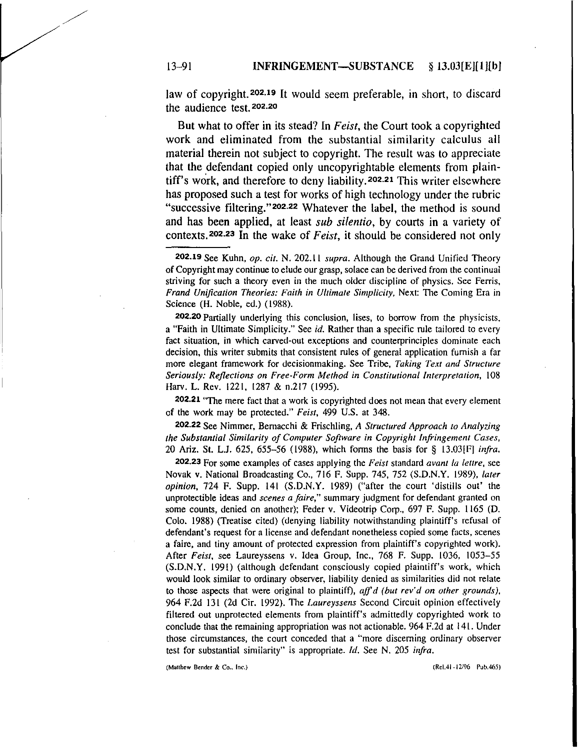law of copyright.[202.19] It would seem preferable, in short, to discard the audience test.[202.20]

But what to offer in its stead? In *Feist*, the Court took a copyrighted work and eliminated from the substantial similarity calculus all material therein not subject to copyright. The result was to appreciate that the defendant copied only uncopyrightable elements from plaintiff's work, and therefore to deny liability.[202.21] This writer elsewhere has proposed such a test for works of high technology under the rubric "successive filtering."[202.22] Whatever the label, the method is sound and has been applied, at least *sub silentio*, by courts in a variety of contexts.[202.23] In the wake of *Feist*, it should be considered not only

---

[202.19] See Kuhn, *op. cit.* N. 202.11 *supra*. Although the Grand Unified Theory of Copyright may continue to elude our grasp, solace can be derived from the continual striving for such a theory even in the much older discipline of physics. See Ferris, *Frand Unification Theories: Faith in Ultimate Simplicity*, Next: The Coming Era in Science (H. Noble, ed.) (1988).

[202.20] Partially underlying this conclusion, lises, to borrow from the physicists, a "Faith in Ultimate Simplicity." See *id.* Rather than a specific rule tailored to every fact situation, in which carved-out exceptions and counterprinciples dominate each decision, this writer submits that consistent rules of general application furnish a far more elegant framework for decisionmaking. See Tribe, *Taking Text and Structure Seriously: Reflections on Free-Form Method in Constitutional Interpretation*, 108 Harv. L. Rev. 1221, 1287 & n.217 (1995).

[202.21] "The mere fact that a work is copyrighted does not mean that every element of the work may be protected." *Feist*, 499 U.S. at 348.

[202.22] See Nimmer, Bernacchi & Frischling, *A Structured Approach to Analyzing the Substantial Similarity of Computer Software in Copyright Infringement Cases*, 20 Ariz. St. L.J. 625, 655–56 (1988), which forms the basis for § 13.03[F] *infra*.

[202.23] For some examples of cases applying the *Feist* standard *avant la lettre*, see Novak v. National Broadcasting Co., 716 F. Supp. 745, 752 (S.D.N.Y. 1989), *later opinion*, 724 F. Supp. 141 (S.D.N.Y. 1989) ("after the court 'distills out' the unprotectible ideas and *scenes a faire*," summary judgment for defendant granted on some counts, denied on another); Feder v. Videotrip Corp., 697 F. Supp. 1165 (D. Colo. 1988) (Treatise cited) (denying liability notwithstanding plaintiff's refusal of defendant's request for a license and defendant nonetheless copied some facts, scenes a faire, and tiny amount of protected expression from plaintiff's copyrighted work). After *Feist*, see Laureyssens v. Idea Group, Inc., 768 F. Supp. 1036, 1053–55 (S.D.N.Y. 1991) (although defendant consciously copied plaintiff's work, which would look similar to ordinary observer, liability denied as similarities did not relate to those aspects that were original to plaintiff), *aff'd (but rev'd on other grounds)*, 964 F.2d 131 (2d Cir. 1992). The *Laureyssens* Second Circuit opinion effectively filtered out unprotected elements from plaintiff's admittedly copyrighted work to conclude that the remaining appropriation was not actionable. 964 F.2d at 141. Under those circumstances, the court conceded that a "more discerning ordinary observer test for substantial similarity" is appropriate. *Id.* See N. 205 *infra*.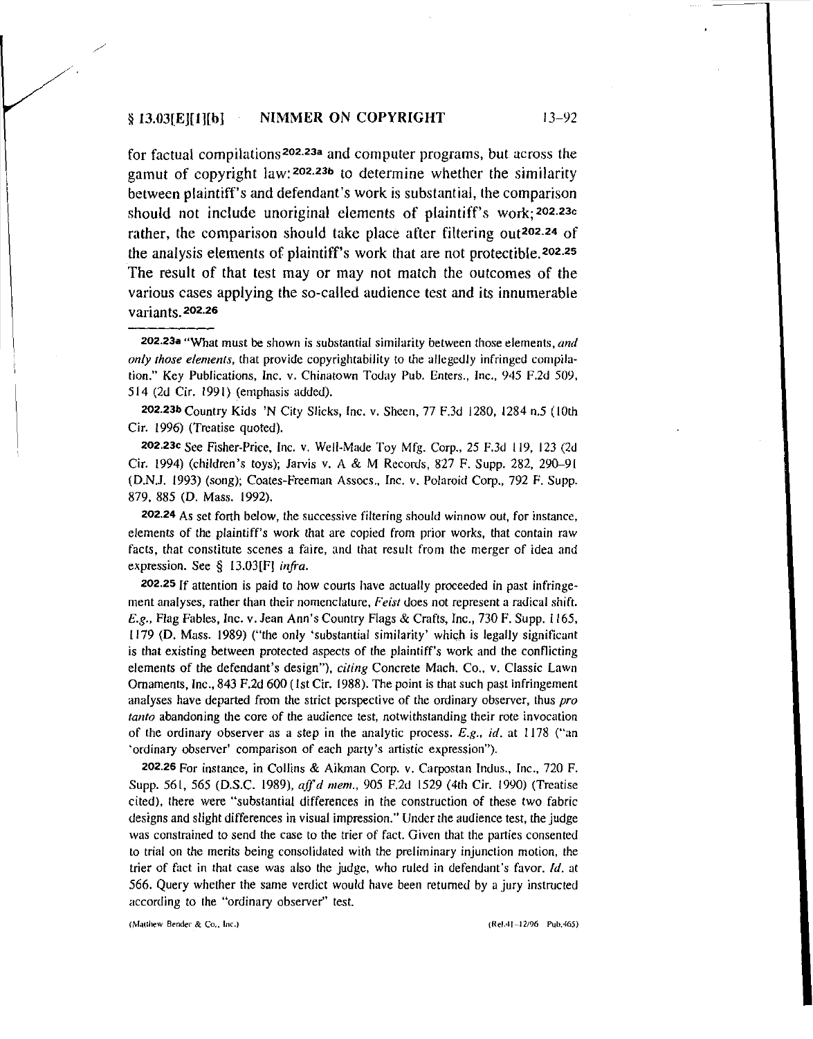for factual compilations[202.23a] and computer programs, but across the gamut of copyright law:[202.23b] to determine whether the similarity between plaintiff's and defendant's work is substantial, the comparison should not include unoriginal elements of plaintiff's work;[202.23c] rather, the comparison should take place after filtering out[202.24] of the analysis elements of plaintiff's work that are not protectible.[202.25] The result of that test may or may not match the outcomes of the various cases applying the so-called audience test and its innumerable variants.[202.26]

---

**202.23a** "What must be shown is substantial similarity between those elements, *and only those elements,* that provide copyrightability to the allegedly infringed compilation." Key Publications, Inc. v. Chinatown Today Pub. Enters., Inc., 945 F.2d 509, 514 (2d Cir. 1991) (emphasis added).

**202.23b** Country Kids 'N City Slicks, Inc. v. Sheen, 77 F.3d 1280, 1284 n.5 (10th Cir. 1996) (Treatise quoted).

**202.23c** See Fisher-Price, Inc. v. Well-Made Toy Mfg. Corp., 25 F.3d 119, 123 (2d Cir. 1994) (children's toys); Jarvis v. A & M Records, 827 F. Supp. 282, 290–91 (D.N.J. 1993) (song); Coates-Freeman Assocs., Inc. v. Polaroid Corp., 792 F. Supp. 879, 885 (D. Mass. 1992).

**202.24** As set forth below, the successive filtering should winnow out, for instance, elements of the plaintiff's work that are copied from prior works, that contain raw facts, that constitute scenes a faire, and that result from the merger of idea and expression. See § 13.03[F] *infra.*

**202.25** If attention is paid to how courts have actually proceeded in past infringement analyses, rather than their nomenclature, *Feist* does not represent a radical shift. *E.g.,* Flag Fables, Inc. v. Jean Ann's Country Flags & Crafts, Inc., 730 F. Supp. 1165, 1179 (D. Mass. 1989) ("the only 'substantial similarity' which is legally significant is that existing between protected aspects of the plaintiff's work and the conflicting elements of the defendant's design"), *citing* Concrete Mach. Co., v. Classic Lawn Ornaments, Inc., 843 F.2d 600 (1st Cir. 1988). The point is that such past infringement analyses have departed from the strict perspective of the ordinary observer, thus *pro tanto* abandoning the core of the audience test, notwithstanding their rote invocation of the ordinary observer as a step in the analytic process. *E.g., id.* at 1178 ("an 'ordinary observer' comparison of each party's artistic expression").

**202.26** For instance, in Collins & Aikman Corp. v. Carpostan Indus., Inc., 720 F. Supp. 561, 565 (D.S.C. 1989), *aff'd mem.,* 905 F.2d 1529 (4th Cir. 1990) (Treatise cited), there were "substantial differences in the construction of these two fabric designs and slight differences in visual impression." Under the audience test, the judge was constrained to send the case to the trier of fact. Given that the parties consented to trial on the merits being consolidated with the preliminary injunction motion, the trier of fact in that case was also the judge, who ruled in defendant's favor. *Id.* at 566. Query whether the same verdict would have been returned by a jury instructed according to the "ordinary observer" test.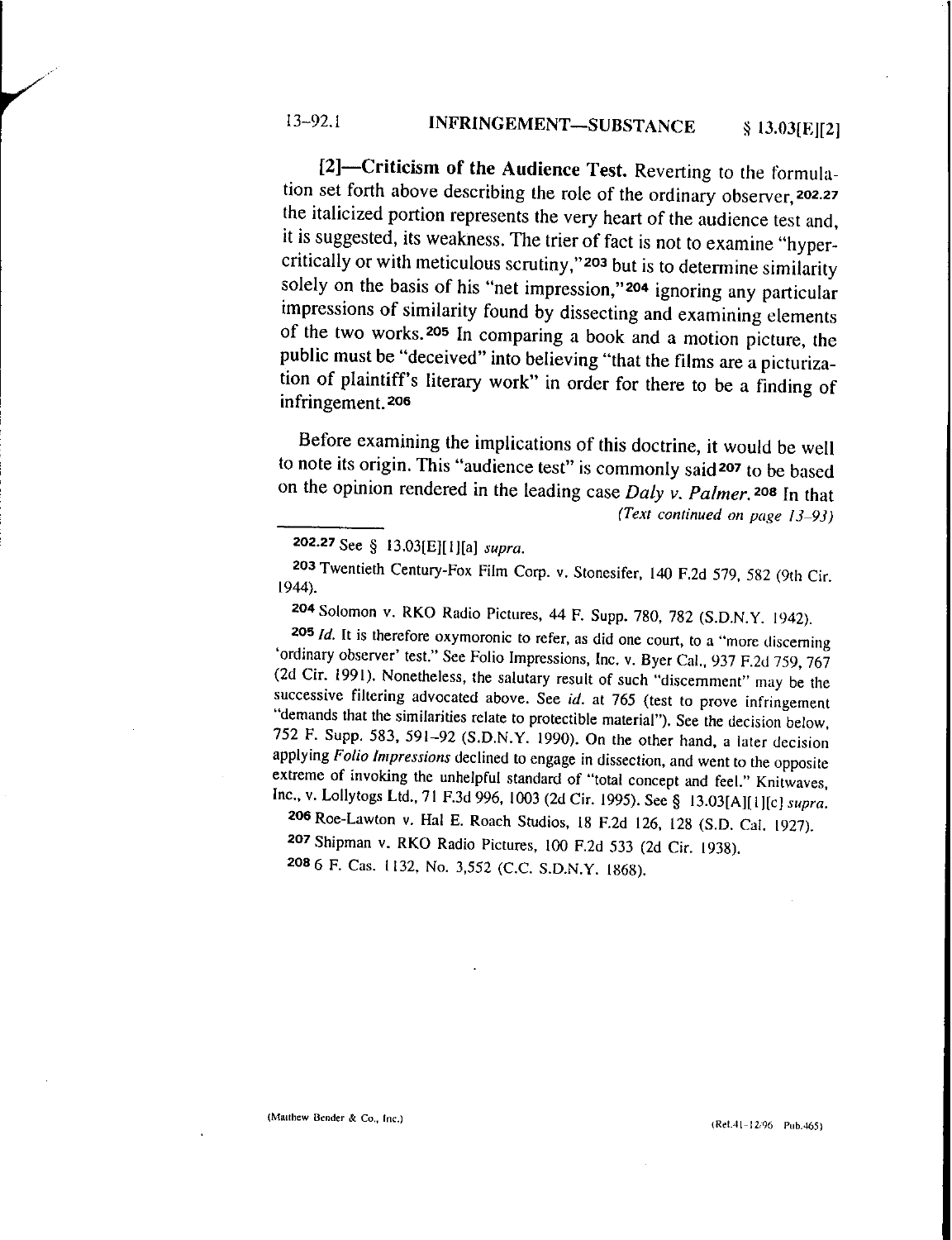**[2]—Criticism of the Audience Test.** Reverting to the formulation set forth above describing the role of the ordinary observer,[202.27] the italicized portion represents the very heart of the audience test and, it is suggested, its weakness. The trier of fact is not to examine "hypercritically or with meticulous scrutiny,"[203] but is to determine similarity solely on the basis of his "net impression,"[204] ignoring any particular impressions of similarity found by dissecting and examining elements of the two works.[205] In comparing a book and a motion picture, the public must be "deceived" into believing "that the films are a picturization of plaintiff's literary work" in order for there to be a finding of infringement.[206]

Before examining the implications of this doctrine, it would be well to note its origin. This "audience test" is commonly said[207] to be based on the opinion rendered in the leading case *Daly v. Palmer.*[208] In that

*(Text continued on page 13-93)*

---

[202.27] See § 13.03[E][1][a] *supra.*

[203] Twentieth Century-Fox Film Corp. v. Stonesifer, 140 F.2d 579, 582 (9th Cir. 1944).

[204] Solomon v. RKO Radio Pictures, 44 F. Supp. 780, 782 (S.D.N.Y. 1942).

[205] *Id.* It is therefore oxymoronic to refer, as did one court, to a "more discerning 'ordinary observer' test." See Folio Impressions, Inc. v. Byer Cal., 937 F.2d 759, 767 (2d Cir. 1991). Nonetheless, the salutary result of such "discernment" may be the successive filtering advocated above. See *id.* at 765 (test to prove infringement "demands that the similarities relate to protectible material"). See the decision below, 752 F. Supp. 583, 591–92 (S.D.N.Y. 1990). On the other hand, a later decision applying *Folio Impressions* declined to engage in dissection, and went to the opposite extreme of invoking the unhelpful standard of "total concept and feel." Knitwaves, Inc., v. Lollytogs Ltd., 71 F.3d 996, 1003 (2d Cir. 1995). See § 13.03[A][1][c] *supra.*

[206] Roe-Lawton v. Hal E. Roach Studios, 18 F.2d 126, 128 (S.D. Cal. 1927).

[207] Shipman v. RKO Radio Pictures, 100 F.2d 533 (2d Cir. 1938).

[208] 6 F. Cas. 1132, No. 3,552 (C.C. S.D.N.Y. 1868).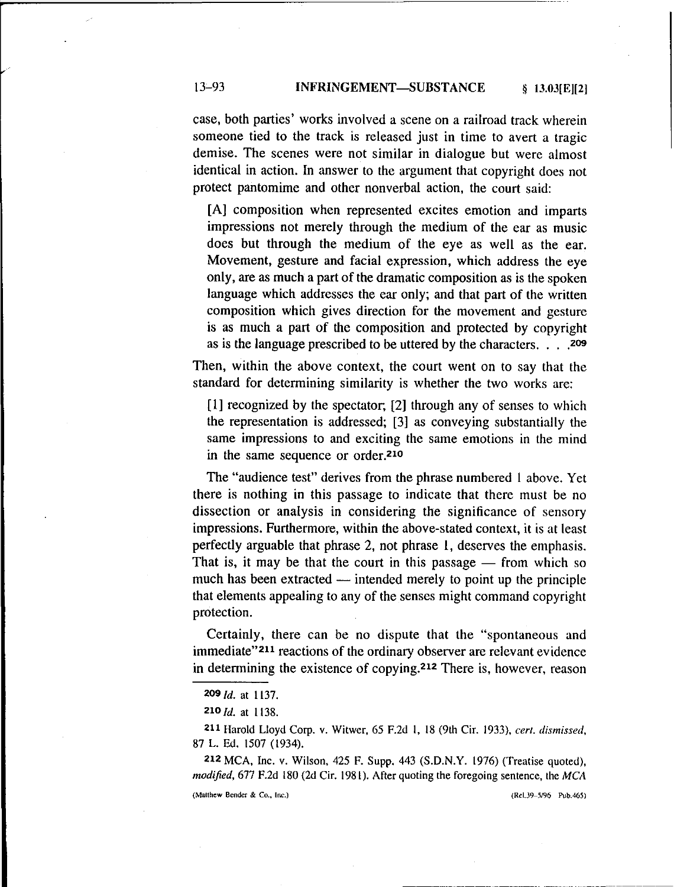case, both parties' works involved a scene on a railroad track wherein someone tied to the track is released just in time to avert a tragic demise. The scenes were not similar in dialogue but were almost identical in action. In answer to the argument that copyright does not protect pantomime and other nonverbal action, the court said:

> [A] composition when represented excites emotion and imparts impressions not merely through the medium of the ear as music does but through the medium of the eye as well as the ear. Movement, gesture and facial expression, which address the eye only, are as much a part of the dramatic composition as is the spoken language which addresses the ear only; and that part of the written composition which gives direction for the movement and gesture is as much a part of the composition and protected by copyright as is the language prescribed to be uttered by the characters. . . .[209]

Then, within the above context, the court went on to say that the standard for determining similarity is whether the two works are:

> [1] recognized by the spectator; [2] through any of senses to which the representation is addressed; [3] as conveying substantially the same impressions to and exciting the same emotions in the mind in the same sequence or order.[210]

The "audience test" derives from the phrase numbered 1 above. Yet there is nothing in this passage to indicate that there must be no dissection or analysis in considering the significance of sensory impressions. Furthermore, within the above-stated context, it is at least perfectly arguable that phrase 2, not phrase 1, deserves the emphasis. That is, it may be that the court in this passage — from which so much has been extracted — intended merely to point up the principle that elements appealing to any of the senses might command copyright protection.

Certainly, there can be no dispute that the "spontaneous and immediate"[211] reactions of the ordinary observer are relevant evidence in determining the existence of copying.[212] There is, however, reason

---

[209] *Id.* at 1137.

[210] *Id.* at 1138.

[211] Harold Lloyd Corp. v. Witwer, 65 F.2d 1, 18 (9th Cir. 1933), *cert. dismissed*, 87 L. Ed. 1507 (1934).

[212] MCA, Inc. v. Wilson, 425 F. Supp. 443 (S.D.N.Y. 1976) (Treatise quoted), *modified*, 677 F.2d 180 (2d Cir. 1981). After quoting the foregoing sentence, the *MCA*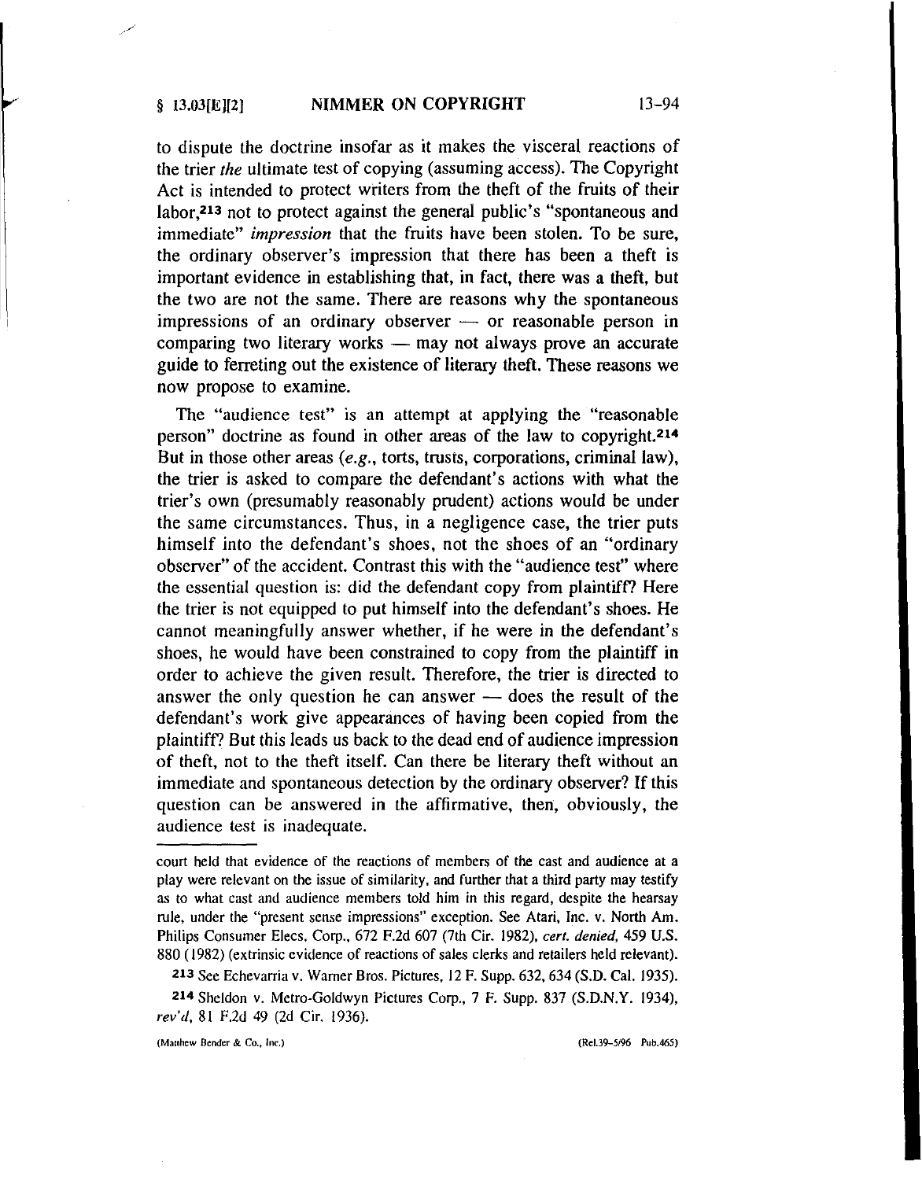to dispute the doctrine insofar as it makes the visceral reactions of the trier *the* ultimate test of copying (assuming access). The Copyright Act is intended to protect writers from the theft of the fruits of their labor,[213] not to protect against the general public's "spontaneous and immediate" *impression* that the fruits have been stolen. To be sure, the ordinary observer's impression that there has been a theft is important evidence in establishing that, in fact, there was a theft, but the two are not the same. There are reasons why the spontaneous impressions of an ordinary observer — or reasonable person in comparing two literary works — may not always prove an accurate guide to ferreting out the existence of literary theft. These reasons we now propose to examine.

The "audience test" is an attempt at applying the "reasonable person" doctrine as found in other areas of the law to copyright.[214] But in those other areas (*e.g.*, torts, trusts, corporations, criminal law), the trier is asked to compare the defendant's actions with what the trier's own (presumably reasonably prudent) actions would be under the same circumstances. Thus, in a negligence case, the trier puts himself into the defendant's shoes, not the shoes of an "ordinary observer" of the accident. Contrast this with the "audience test" where the essential question is: did the defendant copy from plaintiff? Here the trier is not equipped to put himself into the defendant's shoes. He cannot meaningfully answer whether, if he were in the defendant's shoes, he would have been constrained to copy from the plaintiff in order to achieve the given result. Therefore, the trier is directed to answer the only question he can answer — does the result of the defendant's work give appearances of having been copied from the plaintiff? But this leads us back to the dead end of audience impression of theft, not to the theft itself. Can there be literary theft without an immediate and spontaneous detection by the ordinary observer? If this question can be answered in the affirmative, then, obviously, the audience test is inadequate.

---

court held that evidence of the reactions of members of the cast and audience at a play were relevant on the issue of similarity, and further that a third party may testify as to what cast and audience members told him in this regard, despite the hearsay rule, under the "present sense impressions" exception. See Atari, Inc. v. North Am. Philips Consumer Elecs. Corp., 672 F.2d 607 (7th Cir. 1982), *cert. denied*, 459 U.S. 880 (1982) (extrinsic evidence of reactions of sales clerks and retailers held relevant).

[213] See Echevarria v. Warner Bros. Pictures, 12 F. Supp. 632, 634 (S.D. Cal. 1935).

[214] Sheldon v. Metro-Goldwyn Pictures Corp., 7 F. Supp. 837 (S.D.N.Y. 1934), *rev'd*, 81 F.2d 49 (2d Cir. 1936).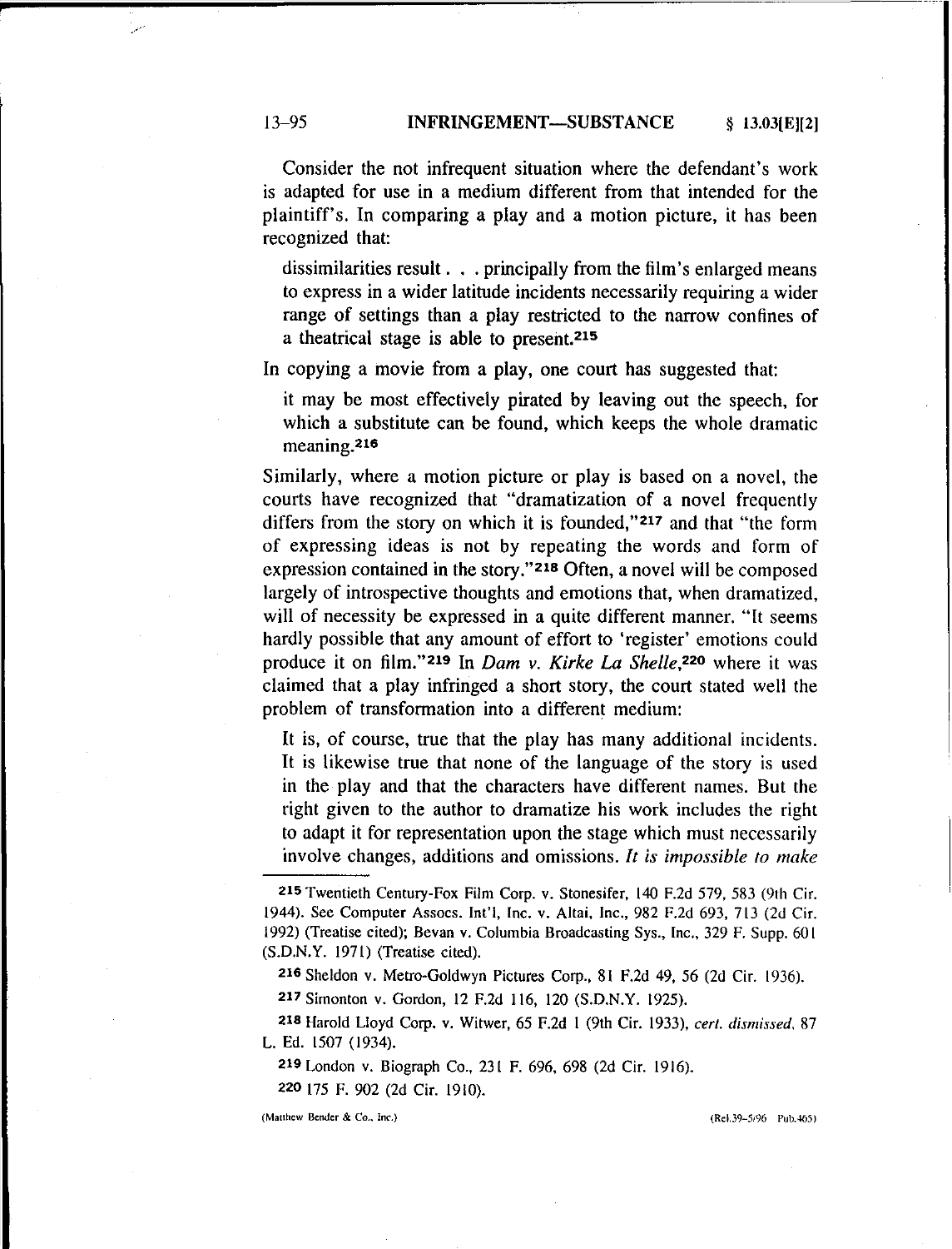Consider the not infrequent situation where the defendant's work is adapted for use in a medium different from that intended for the plaintiff's. In comparing a play and a motion picture, it has been recognized that:

> dissimilarities result . . . principally from the film's enlarged means to express in a wider latitude incidents necessarily requiring a wider range of settings than a play restricted to the narrow confines of a theatrical stage is able to present.[215]

In copying a movie from a play, one court has suggested that:

> it may be most effectively pirated by leaving out the speech, for which a substitute can be found, which keeps the whole dramatic meaning.[216]

Similarly, where a motion picture or play is based on a novel, the courts have recognized that "dramatization of a novel frequently differs from the story on which it is founded,"[217] and that "the form of expressing ideas is not by repeating the words and form of expression contained in the story."[218] Often, a novel will be composed largely of introspective thoughts and emotions that, when dramatized, will of necessity be expressed in a quite different manner. "It seems hardly possible that any amount of effort to 'register' emotions could produce it on film."[219] In *Dam v. Kirke La Shelle*,[220] where it was claimed that a play infringed a short story, the court stated well the problem of transformation into a different medium:

> It is, of course, true that the play has many additional incidents. It is likewise true that none of the language of the story is used in the play and that the characters have different names. But the right given to the author to dramatize his work includes the right to adapt it for representation upon the stage which must necessarily involve changes, additions and omissions. *It is impossible to make*

---

[215] Twentieth Century-Fox Film Corp. v. Stonesifer, 140 F.2d 579, 583 (9th Cir. 1944). See Computer Assocs. Int'l, Inc. v. Altai, Inc., 982 F.2d 693, 713 (2d Cir. 1992) (Treatise cited); Bevan v. Columbia Broadcasting Sys., Inc., 329 F. Supp. 601 (S.D.N.Y. 1971) (Treatise cited).

[216] Sheldon v. Metro-Goldwyn Pictures Corp., 81 F.2d 49, 56 (2d Cir. 1936).

[217] Simonton v. Gordon, 12 F.2d 116, 120 (S.D.N.Y. 1925).

[218] Harold Lloyd Corp. v. Witwer, 65 F.2d 1 (9th Cir. 1933), *cert. dismissed*, 87 L. Ed. 1507 (1934).

[219] London v. Biograph Co., 231 F. 696, 698 (2d Cir. 1916).

[220] 175 F. 902 (2d Cir. 1910).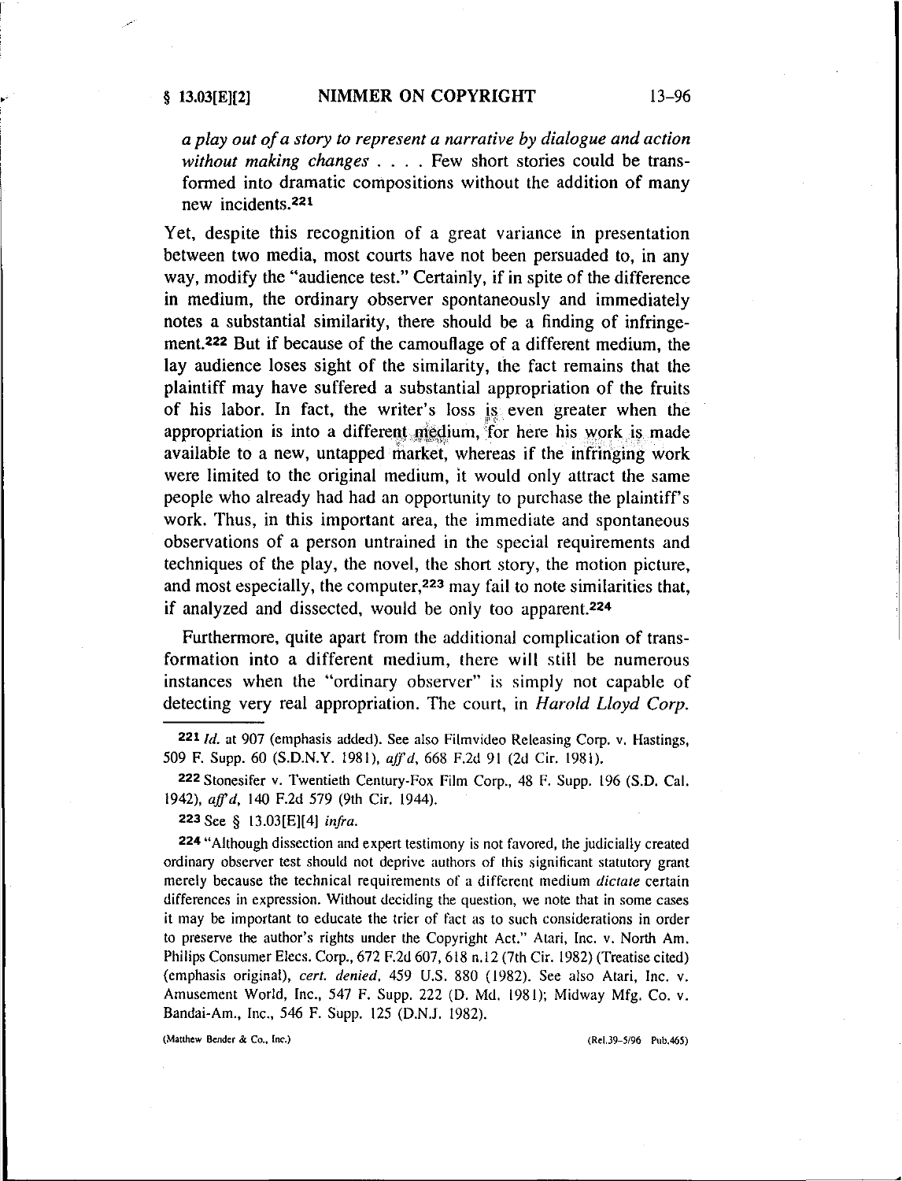*a play out of a story to represent a narrative by dialogue and action without making changes* . . . . Few short stories could be transformed into dramatic compositions without the addition of many new incidents.[221]

Yet, despite this recognition of a great variance in presentation between two media, most courts have not been persuaded to, in any way, modify the "audience test." Certainly, if in spite of the difference in medium, the ordinary observer spontaneously and immediately notes a substantial similarity, there should be a finding of infringement.[222] But if because of the camouflage of a different medium, the lay audience loses sight of the similarity, the fact remains that the plaintiff may have suffered a substantial appropriation of the fruits of his labor. In fact, the writer's loss is even greater when the appropriation is into a different medium, for here his work is made available to a new, untapped market, whereas if the infringing work were limited to the original medium, it would only attract the same people who already had had an opportunity to purchase the plaintiff's work. Thus, in this important area, the immediate and spontaneous observations of a person untrained in the special requirements and techniques of the play, the novel, the short story, the motion picture, and most especially, the computer,[223] may fail to note similarities that, if analyzed and dissected, would be only too apparent.[224]

Furthermore, quite apart from the additional complication of transformation into a different medium, there will still be numerous instances when the "ordinary observer" is simply not capable of detecting very real appropriation. The court, in *Harold Lloyd Corp.*

---

[221] *Id.* at 907 (emphasis added). See also Filmvideo Releasing Corp. v. Hastings, 509 F. Supp. 60 (S.D.N.Y. 1981), *aff'd*, 668 F.2d 91 (2d Cir. 1981).

[222] Stonesifer v. Twentieth Century-Fox Film Corp., 48 F. Supp. 196 (S.D. Cal. 1942), *aff'd*, 140 F.2d 579 (9th Cir. 1944).

[223] See § 13.03[E][4] *infra*.

[224] "Although dissection and expert testimony is not favored, the judicially created ordinary observer test should not deprive authors of this significant statutory grant merely because the technical requirements of a different medium *dictate* certain differences in expression. Without deciding the question, we note that in some cases it may be important to educate the trier of fact as to such considerations in order to preserve the author's rights under the Copyright Act." Atari, Inc. v. North Am. Philips Consumer Elecs. Corp., 672 F.2d 607, 618 n.12 (7th Cir. 1982) (Treatise cited) (emphasis original), *cert. denied*, 459 U.S. 880 (1982). See also Atari, Inc. v. Amusement World, Inc., 547 F. Supp. 222 (D. Md. 1981); Midway Mfg. Co. v. Bandai-Am., Inc., 546 F. Supp. 125 (D.N.J. 1982).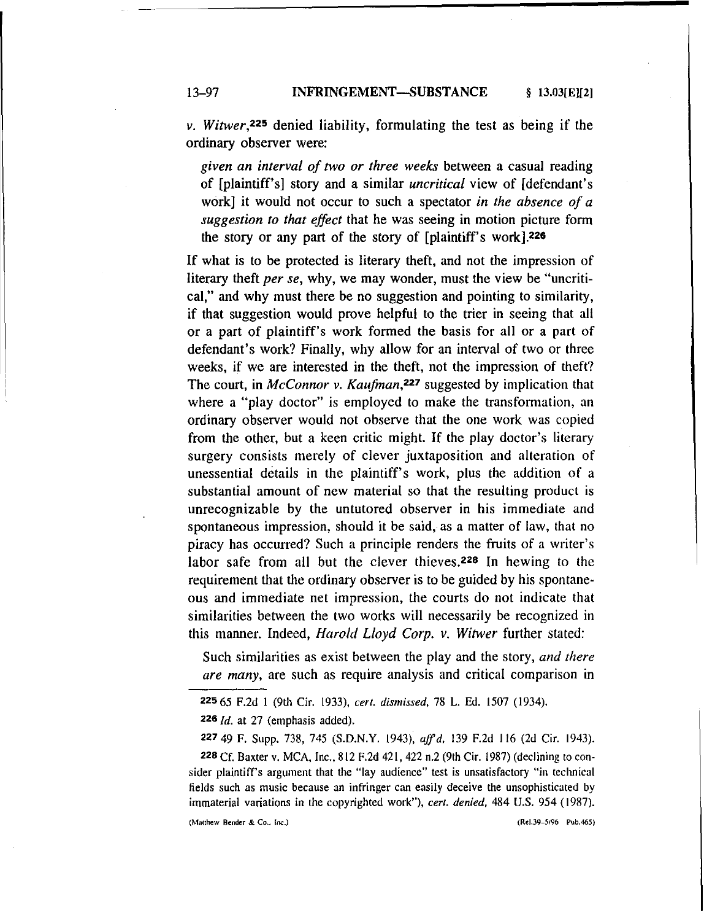*v. Witwer*,[225] denied liability, formulating the test as being if the ordinary observer were:

> *given an interval of two or three weeks* between a casual reading of [plaintiff's] story and a similar *uncritical* view of [defendant's work] it would not occur to such a spectator *in the absence of a suggestion to that effect* that he was seeing in motion picture form the story or any part of the story of [plaintiff's work].[226]

If what is to be protected is literary theft, and not the impression of literary theft *per se*, why, we may wonder, must the view be "uncritical," and why must there be no suggestion and pointing to similarity, if that suggestion would prove helpful to the trier in seeing that all or a part of plaintiff's work formed the basis for all or a part of defendant's work? Finally, why allow for an interval of two or three weeks, if we are interested in the theft, not the impression of theft? The court, in *McConnor v. Kaufman*,[227] suggested by implication that where a "play doctor" is employed to make the transformation, an ordinary observer would not observe that the one work was copied from the other, but a keen critic might. If the play doctor's literary surgery consists merely of clever juxtaposition and alteration of unessential details in the plaintiff's work, plus the addition of a substantial amount of new material so that the resulting product is unrecognizable by the untutored observer in his immediate and spontaneous impression, should it be said, as a matter of law, that no piracy has occurred? Such a principle renders the fruits of a writer's labor safe from all but the clever thieves.[228] In hewing to the requirement that the ordinary observer is to be guided by his spontaneous and immediate net impression, the courts do not indicate that similarities between the two works will necessarily be recognized in this manner. Indeed, *Harold Lloyd Corp. v. Witwer* further stated:

> Such similarities as exist between the play and the story, *and there are many*, are such as require analysis and critical comparison in

---

[225] 65 F.2d 1 (9th Cir. 1933), *cert. dismissed*, 78 L. Ed. 1507 (1934).

[226] *Id.* at 27 (emphasis added).

[227] 49 F. Supp. 738, 745 (S.D.N.Y. 1943), *aff'd*, 139 F.2d 116 (2d Cir. 1943).

[228] Cf. Baxter v. MCA, Inc., 812 F.2d 421, 422 n.2 (9th Cir. 1987) (declining to consider plaintiff's argument that the "lay audience" test is unsatisfactory "in technical fields such as music because an infringer can easily deceive the unsophisticated by immaterial variations in the copyrighted work"), *cert. denied*, 484 U.S. 954 (1987).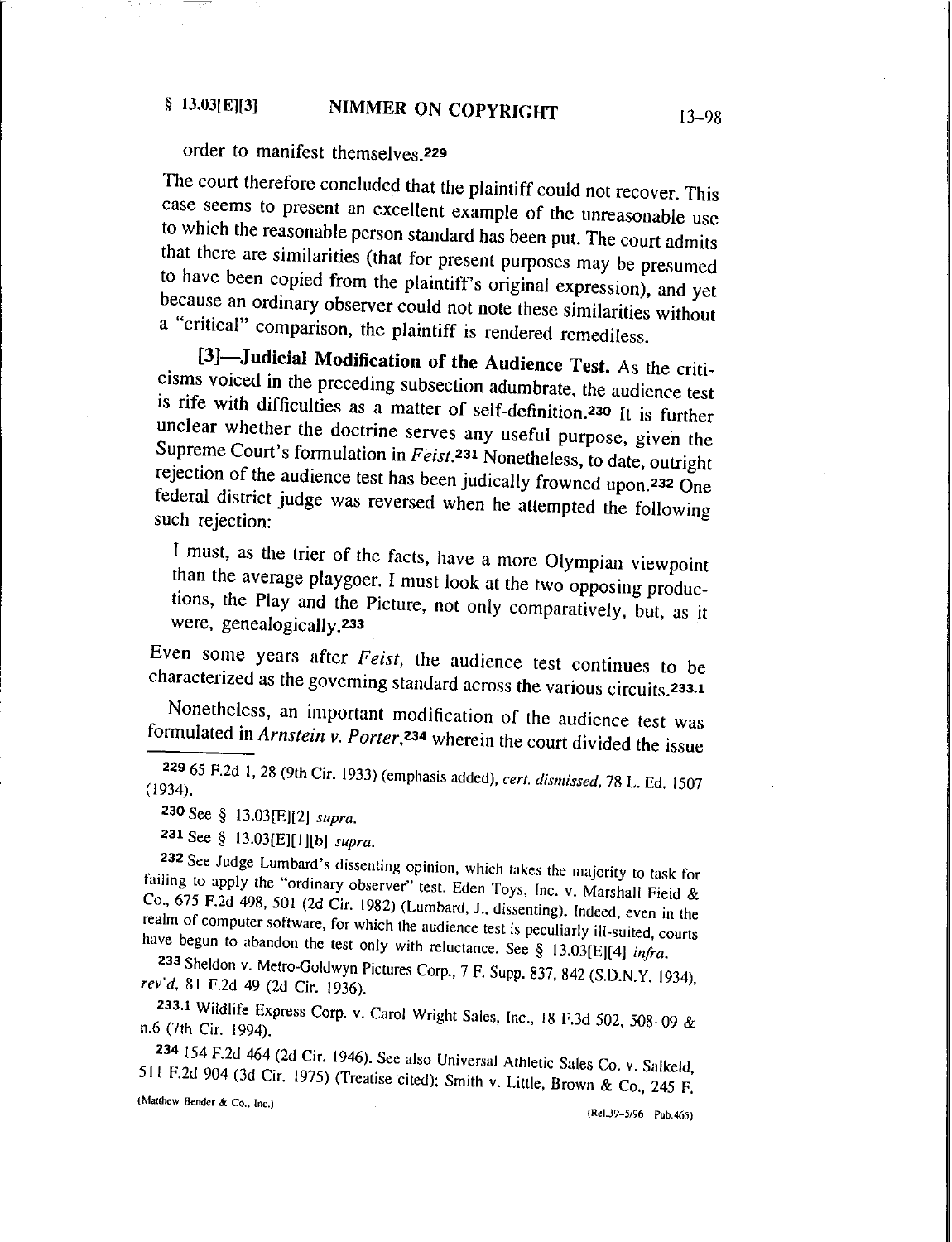order to manifest themselves.[229]

The court therefore concluded that the plaintiff could not recover. This case seems to present an excellent example of the unreasonable use to which the reasonable person standard has been put. The court admits that there are similarities (that for present purposes may be presumed to have been copied from the plaintiff's original expression), and yet because an ordinary observer could not note these similarities without a "critical" comparison, the plaintiff is rendered remediless.

**[3]—Judicial Modification of the Audience Test.** As the criticisms voiced in the preceding subsection adumbrate, the audience test is rife with difficulties as a matter of self-definition.[230] It is further unclear whether the doctrine serves any useful purpose, given the Supreme Court's formulation in *Feist*.[231] Nonetheless, to date, outright rejection of the audience test has been judicially frowned upon.[232] One federal district judge was reversed when he attempted the following such rejection:

> I must, as the trier of the facts, have a more Olympian viewpoint than the average playgoer. I must look at the two opposing productions, the Play and the Picture, not only comparatively, but, as it were, genealogically.[233]

Even some years after *Feist*, the audience test continues to be characterized as the governing standard across the various circuits.[233.1]

Nonetheless, an important modification of the audience test was formulated in *Arnstein v. Porter*,[234] wherein the court divided the issue

---

[229] 65 F.2d 1, 28 (9th Cir. 1933) (emphasis added), *cert. dismissed*, 78 L. Ed. 1507 (1934).

[230] See § 13.03[E][2] *supra*.

[231] See § 13.03[E][1][b] *supra*.

[232] See Judge Lumbard's dissenting opinion, which takes the majority to task for failing to apply the "ordinary observer" test. Eden Toys, Inc. v. Marshall Field & Co., 675 F.2d 498, 501 (2d Cir. 1982) (Lumbard, J., dissenting). Indeed, even in the realm of computer software, for which the audience test is peculiarly ill-suited, courts have begun to abandon the test only with reluctance. See § 13.03[E][4] *infra*.

[233] Sheldon v. Metro-Goldwyn Pictures Corp., 7 F. Supp. 837, 842 (S.D.N.Y. 1934), *rev'd*, 81 F.2d 49 (2d Cir. 1936).

[233.1] Wildlife Express Corp. v. Carol Wright Sales, Inc., 18 F.3d 502, 508–09 & n.6 (7th Cir. 1994).

[234] 154 F.2d 464 (2d Cir. 1946). See also Universal Athletic Sales Co. v. Salkeld, 511 F.2d 904 (3d Cir. 1975) (Treatise cited); Smith v. Little, Brown & Co., 245 F.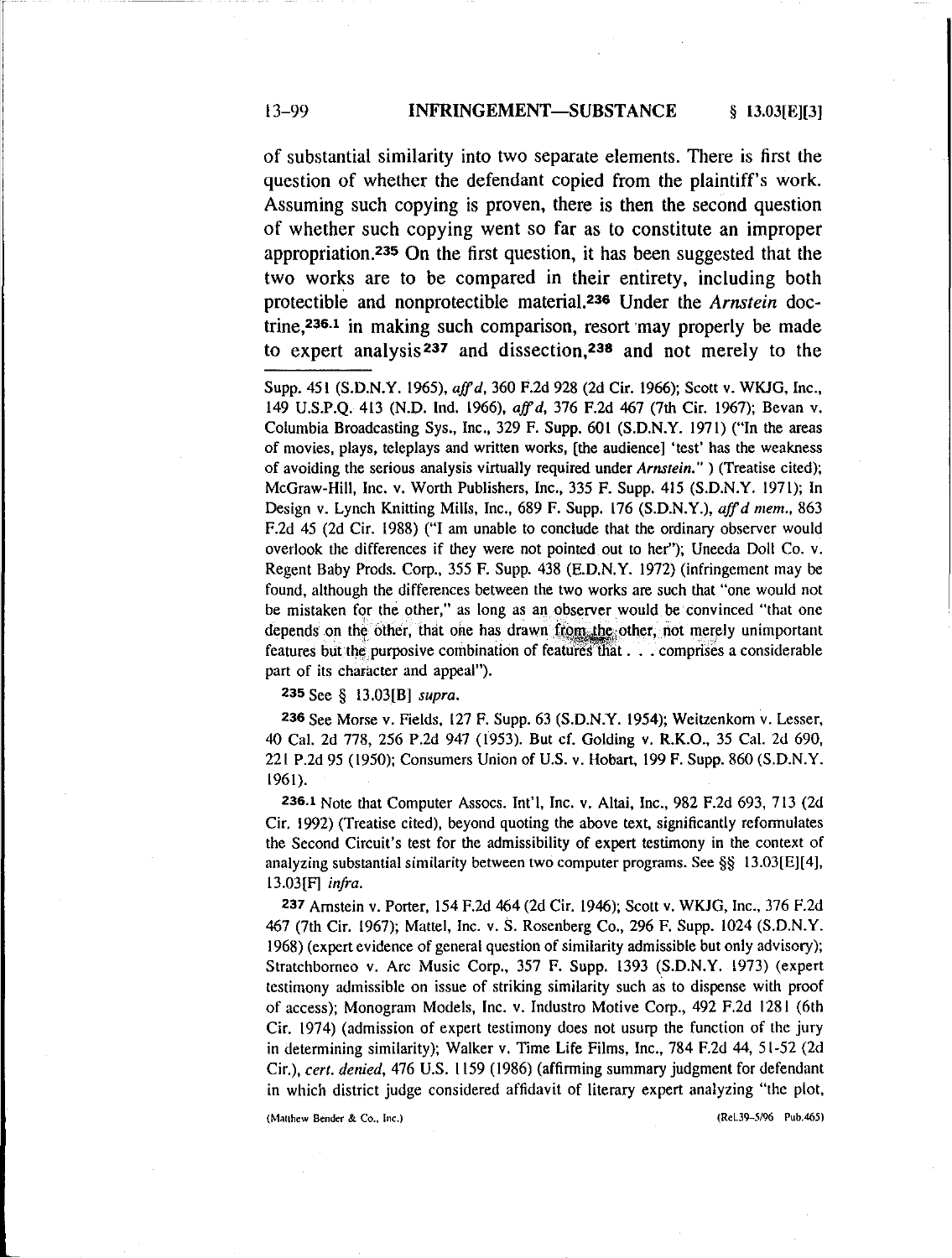of substantial similarity into two separate elements. There is first the question of whether the defendant copied from the plaintiff's work. Assuming such copying is proven, there is then the second question of whether such copying went so far as to constitute an improper appropriation.[235] On the first question, it has been suggested that the two works are to be compared in their entirety, including both protectible and nonprotectible material.[236] Under the *Arnstein* doctrine,[236.1] in making such comparison, resort may properly be made to expert analysis[237] and dissection,[238] and not merely to the

---

Supp. 451 (S.D.N.Y. 1965), *aff'd*, 360 F.2d 928 (2d Cir. 1966); Scott v. WKJG, Inc., 149 U.S.P.Q. 413 (N.D. Ind. 1966), *aff'd*, 376 F.2d 467 (7th Cir. 1967); Bevan v. Columbia Broadcasting Sys., Inc., 329 F. Supp. 601 (S.D.N.Y. 1971) ("In the areas of movies, plays, teleplays and written works, [the audience] 'test' has the weakness of avoiding the serious analysis virtually required under *Arnstein.*" ) (Treatise cited); McGraw-Hill, Inc. v. Worth Publishers, Inc., 335 F. Supp. 415 (S.D.N.Y. 1971); In Design v. Lynch Knitting Mills, Inc., 689 F. Supp. 176 (S.D.N.Y.), *aff'd mem.*, 863 F.2d 45 (2d Cir. 1988) ("I am unable to conclude that the ordinary observer would overlook the differences if they were not pointed out to her"); Uneeda Doll Co. v. Regent Baby Prods. Corp., 355 F. Supp. 438 (E.D.N.Y. 1972) (infringement may be found, although the differences between the two works are such that "one would not be mistaken for the other," as long as an observer would be convinced "that one depends on the other, that one has drawn from the other, not merely unimportant features but the purposive combination of features that . . . comprises a considerable part of its character and appeal").

[235] See § 13.03[B] *supra*.

[236] See Morse v. Fields, 127 F. Supp. 63 (S.D.N.Y. 1954); Weitzenkorn v. Lesser, 40 Cal. 2d 778, 256 P.2d 947 (1953). But cf. Golding v. R.K.O., 35 Cal. 2d 690, 221 P.2d 95 (1950); Consumers Union of U.S. v. Hobart, 199 F. Supp. 860 (S.D.N.Y. 1961).

[236.1] Note that Computer Assocs. Int'l, Inc. v. Altai, Inc., 982 F.2d 693, 713 (2d Cir. 1992) (Treatise cited), beyond quoting the above text, significantly reformulates the Second Circuit's test for the admissibility of expert testimony in the context of analyzing substantial similarity between two computer programs. See §§ 13.03[E][4], 13.03[F] *infra*.

[237] Arnstein v. Porter, 154 F.2d 464 (2d Cir. 1946); Scott v. WKJG, Inc., 376 F.2d 467 (7th Cir. 1967); Mattel, Inc. v. S. Rosenberg Co., 296 F. Supp. 1024 (S.D.N.Y. 1968) (expert evidence of general question of similarity admissible but only advisory); Stratchborneo v. Arc Music Corp., 357 F. Supp. 1393 (S.D.N.Y. 1973) (expert testimony admissible on issue of striking similarity such as to dispense with proof of access); Monogram Models, Inc. v. Industro Motive Corp., 492 F.2d 1281 (6th Cir. 1974) (admission of expert testimony does not usurp the function of the jury in determining similarity); Walker v. Time Life Films, Inc., 784 F.2d 44, 51-52 (2d Cir.), *cert. denied*, 476 U.S. 1159 (1986) (affirming summary judgment for defendant in which district judge considered affidavit of literary expert analyzing "the plot,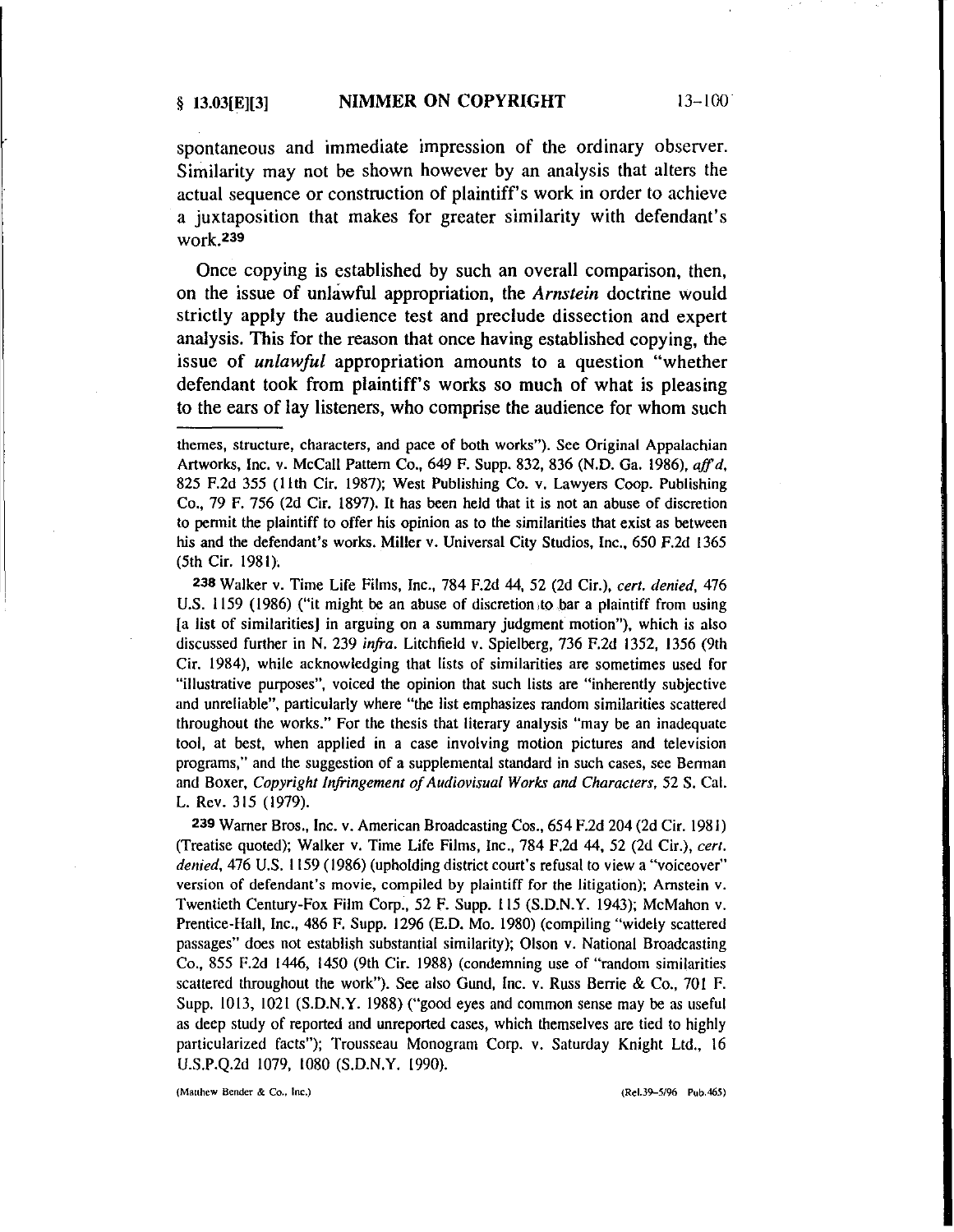spontaneous and immediate impression of the ordinary observer. Similarity may not be shown however by an analysis that alters the actual sequence or construction of plaintiff's work in order to achieve a juxtaposition that makes for greater similarity with defendant's work.[239]

Once copying is established by such an overall comparison, then, on the issue of unlawful appropriation, the *Arnstein* doctrine would strictly apply the audience test and preclude dissection and expert analysis. This for the reason that once having established copying, the issue of *unlawful* appropriation amounts to a question "whether defendant took from plaintiff's works so much of what is pleasing to the ears of lay listeners, who comprise the audience for whom such

---

themes, structure, characters, and pace of both works"). See Original Appalachian Artworks, Inc. v. McCall Pattern Co., 649 F. Supp. 832, 836 (N.D. Ga. 1986), *aff'd*, 825 F.2d 355 (11th Cir. 1987); West Publishing Co. v. Lawyers Coop. Publishing Co., 79 F. 756 (2d Cir. 1897). It has been held that it is not an abuse of discretion to permit the plaintiff to offer his opinion as to the similarities that exist as between his and the defendant's works. Miller v. Universal City Studios, Inc., 650 F.2d 1365 (5th Cir. 1981).

[238] Walker v. Time Life Films, Inc., 784 F.2d 44, 52 (2d Cir.), *cert. denied*, 476 U.S. 1159 (1986) ("it might be an abuse of discretion to bar a plaintiff from using [a list of similarities] in arguing on a summary judgment motion"), which is also discussed further in N. 239 *infra*. Litchfield v. Spielberg, 736 F.2d 1352, 1356 (9th Cir. 1984), while acknowledging that lists of similarities are sometimes used for "illustrative purposes", voiced the opinion that such lists are "inherently subjective and unreliable", particularly where "the list emphasizes random similarities scattered throughout the works." For the thesis that literary analysis "may be an inadequate tool, at best, when applied in a case involving motion pictures and television programs," and the suggestion of a supplemental standard in such cases, see Berman and Boxer, *Copyright Infringement of Audiovisual Works and Characters*, 52 S. Cal. L. Rev. 315 (1979).

[239] Warner Bros., Inc. v. American Broadcasting Cos., 654 F.2d 204 (2d Cir. 1981) (Treatise quoted); Walker v. Time Life Films, Inc., 784 F.2d 44, 52 (2d Cir.), *cert. denied*, 476 U.S. 1159 (1986) (upholding district court's refusal to view a "voiceover" version of defendant's movie, compiled by plaintiff for the litigation); Arnstein v. Twentieth Century-Fox Film Corp., 52 F. Supp. 115 (S.D.N.Y. 1943); McMahon v. Prentice-Hall, Inc., 486 F. Supp. 1296 (E.D. Mo. 1980) (compiling "widely scattered passages" does not establish substantial similarity); Olson v. National Broadcasting Co., 855 F.2d 1446, 1450 (9th Cir. 1988) (condemning use of "random similarities scattered throughout the work"). See also Gund, Inc. v. Russ Berrie & Co., 701 F. Supp. 1013, 1021 (S.D.N.Y. 1988) ("good eyes and common sense may be as useful as deep study of reported and unreported cases, which themselves are tied to highly particularized facts"); Trousseau Monogram Corp. v. Saturday Knight Ltd., 16 U.S.P.Q.2d 1079, 1080 (S.D.N.Y. 1990).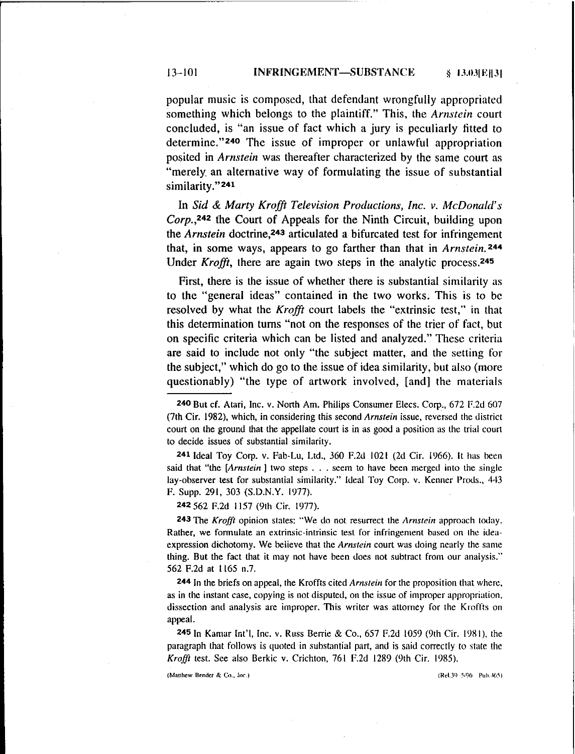popular music is composed, that defendant wrongfully appropriated something which belongs to the plaintiff." This, the *Arnstein* court concluded, is "an issue of fact which a jury is peculiarly fitted to determine."[240] The issue of improper or unlawful appropriation posited in *Arnstein* was thereafter characterized by the same court as "merely an alternative way of formulating the issue of substantial similarity."[241]

In *Sid & Marty Krofft Television Productions, Inc. v. McDonald's Corp.*,[242] the Court of Appeals for the Ninth Circuit, building upon the *Arnstein* doctrine,[243] articulated a bifurcated test for infringement that, in some ways, appears to go farther than that in *Arnstein*.[244] Under *Krofft*, there are again two steps in the analytic process.[245]

First, there is the issue of whether there is substantial similarity as to the "general ideas" contained in the two works. This is to be resolved by what the *Krofft* court labels the "extrinsic test," in that this determination turns "not on the responses of the trier of fact, but on specific criteria which can be listed and analyzed." These criteria are said to include not only "the subject matter, and the setting for the subject," which do go to the issue of idea similarity, but also (more questionably) "the type of artwork involved, [and] the materials

---

[240] But cf. Atari, Inc. v. North Am. Philips Consumer Elecs. Corp., 672 F.2d 607 (7th Cir. 1982), which, in considering this second *Arnstein* issue, reversed the district court on the ground that the appellate court is in as good a position as the trial court to decide issues of substantial similarity.

[241] Ideal Toy Corp. v. Fab-Lu, Ltd., 360 F.2d 1021 (2d Cir. 1966). It has been said that "the [*Arnstein* ] two steps . . . seem to have been merged into the single lay-observer test for substantial similarity." Ideal Toy Corp. v. Kenner Prods., 443 F. Supp. 291, 303 (S.D.N.Y. 1977).

[242] 562 F.2d 1157 (9th Cir. 1977).

[243] The *Krofft* opinion states: "We do not resurrect the *Arnstein* approach today. Rather, we formulate an extrinsic-intrinsic test for infringement based on the idea-expression dichotomy. We believe that the *Arnstein* court was doing nearly the same thing. But the fact that it may not have been does not subtract from our analysis." 562 F.2d at 1165 n.7.

[244] In the briefs on appeal, the Kroffts cited *Arnstein* for the proposition that where, as in the instant case, copying is not disputed, on the issue of improper appropriation, dissection and analysis are improper. This writer was attorney for the Kroffts on appeal.

[245] In Kamar Int'l, Inc. v. Russ Berrie & Co., 657 F.2d 1059 (9th Cir. 1981), the paragraph that follows is quoted in substantial part, and is said correctly to state the *Krofft* test. See also Berkic v. Crichton, 761 F.2d 1289 (9th Cir. 1985).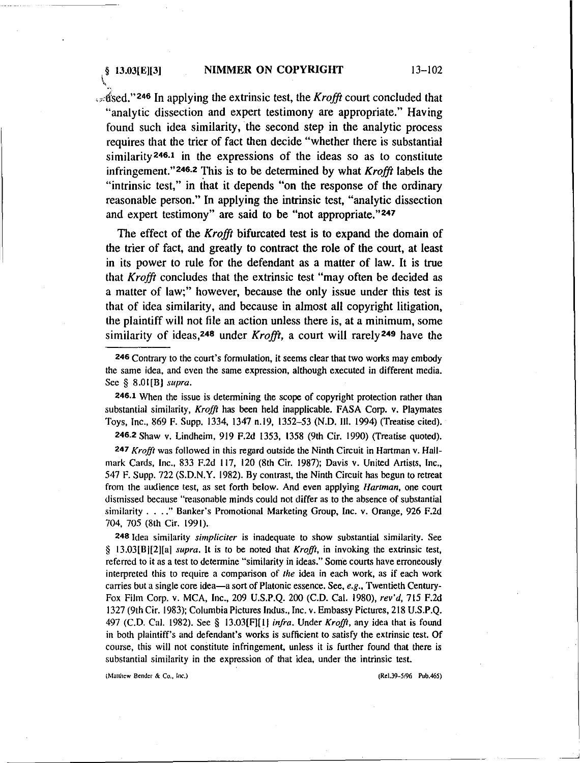used."[246] In applying the extrinsic test, the *Krofft* court concluded that "analytic dissection and expert testimony are appropriate." Having found such idea similarity, the second step in the analytic process requires that the trier of fact then decide "whether there is substantial similarity[246.1] in the expressions of the ideas so as to constitute infringement."[246.2] This is to be determined by what *Krofft* labels the "intrinsic test," in that it depends "on the response of the ordinary reasonable person." In applying the intrinsic test, "analytic dissection and expert testimony" are said to be "not appropriate."[247]

The effect of the *Krofft* bifurcated test is to expand the domain of the trier of fact, and greatly to contract the role of the court, at least in its power to rule for the defendant as a matter of law. It is true that *Krofft* concludes that the extrinsic test "may often be decided as a matter of law;" however, because the only issue under this test is that of idea similarity, and because in almost all copyright litigation, the plaintiff will not file an action unless there is, at a minimum, some similarity of ideas,[248] under *Krofft*, a court will rarely[249] have the

---

[246] Contrary to the court's formulation, it seems clear that two works may embody the same idea, and even the same expression, although executed in different media. See § 8.01[B] *supra*.

[246.1] When the issue is determining the scope of copyright protection rather than substantial similarity, *Krofft* has been held inapplicable. FASA Corp. v. Playmates Toys, Inc., 869 F. Supp. 1334, 1347 n.19, 1352–53 (N.D. Ill. 1994) (Treatise cited).

[246.2] Shaw v. Lindheim, 919 F.2d 1353, 1358 (9th Cir. 1990) (Treatise quoted).

[247] *Krofft* was followed in this regard outside the Ninth Circuit in Hartman v. Hallmark Cards, Inc., 833 F.2d 117, 120 (8th Cir. 1987); Davis v. United Artists, Inc., 547 F. Supp. 722 (S.D.N.Y. 1982). By contrast, the Ninth Circuit has begun to retreat from the audience test, as set forth below. And even applying *Hartman*, one court dismissed because "reasonable minds could not differ as to the absence of substantial similarity . . . ." Banker's Promotional Marketing Group, Inc. v. Orange, 926 F.2d 704, 705 (8th Cir. 1991).

[248] Idea similarity *simpliciter* is inadequate to show substantial similarity. See § 13.03[B][2][a] *supra*. It is to be noted that *Krofft*, in invoking the extrinsic test, referred to it as a test to determine "similarity in ideas." Some courts have erroneously interpreted this to require a comparison of *the* idea in each work, as if each work carries but a single core idea—a sort of Platonic essence. See, *e.g.*, Twentieth Century-Fox Film Corp. v. MCA, Inc., 209 U.S.P.Q. 200 (C.D. Cal. 1980), *rev'd*, 715 F.2d 1327 (9th Cir. 1983); Columbia Pictures Indus., Inc. v. Embassy Pictures, 218 U.S.P.Q. 497 (C.D. Cal. 1982). See § 13.03[F][1] *infra*. Under *Krofft*, any idea that is found in both plaintiff's and defendant's works is sufficient to satisfy the extrinsic test. Of course, this will not constitute infringement, unless it is further found that there is substantial similarity in the expression of that idea, under the intrinsic test.